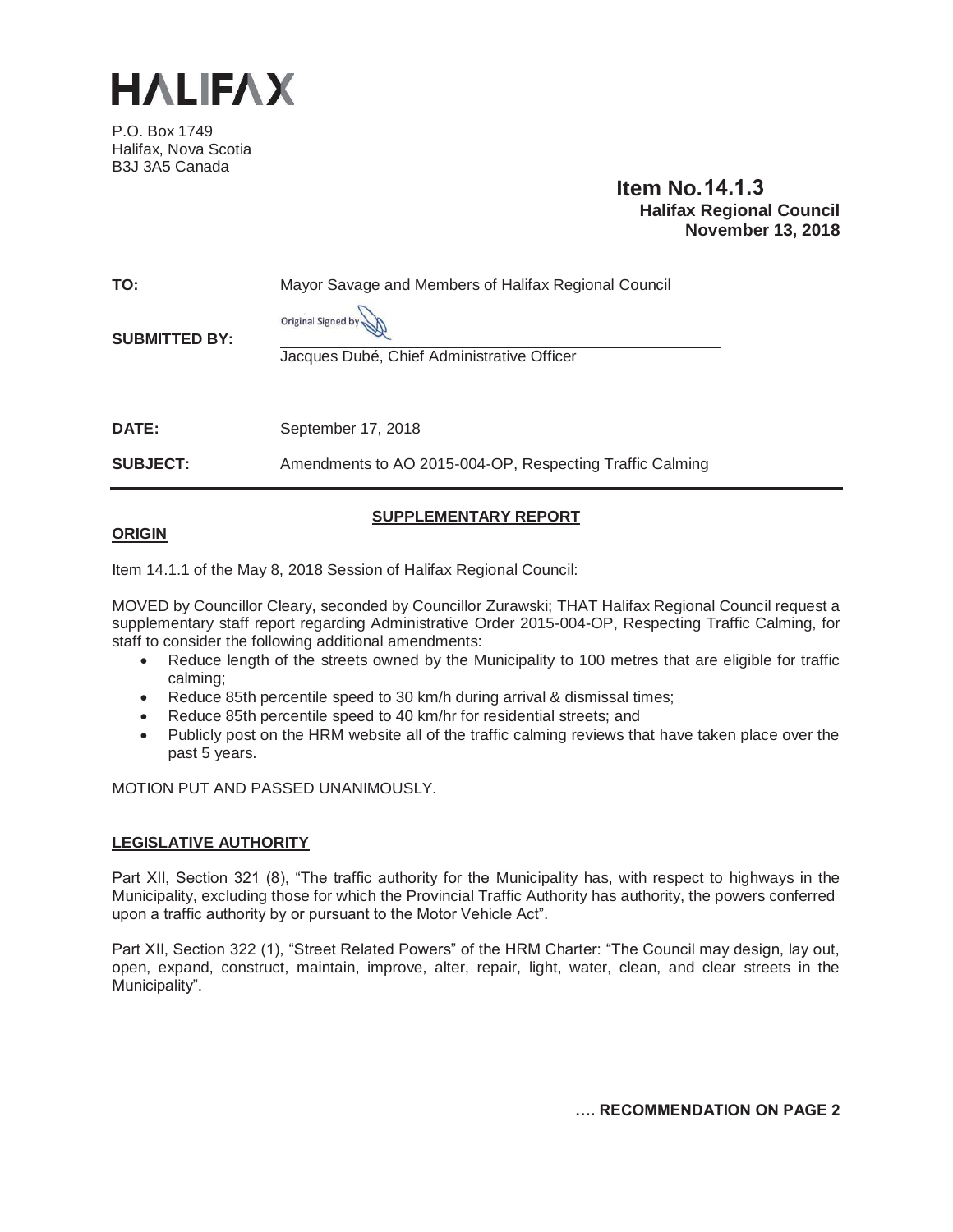# HALIFAX

P.O. Box 1749
Halifax, Nova Scotia
B3J 3A5 Canada

**Item No. 14.1.3**
**Halifax Regional Council**
**November 13, 2018**

| | |
|---|---|
| **TO:** | Mayor Savage and Members of Halifax Regional Council |
| **SUBMITTED BY:** | Original Signed by<br>Jacques Dubé, Chief Administrative Officer |
| **DATE:** | September 17, 2018 |
| **SUBJECT:** | Amendments to AO 2015-004-OP, Respecting Traffic Calming |

## SUPPLEMENTARY REPORT

### ORIGIN

Item 14.1.1 of the May 8, 2018 Session of Halifax Regional Council:

MOVED by Councillor Cleary, seconded by Councillor Zurawski; THAT Halifax Regional Council request a supplementary staff report regarding Administrative Order 2015-004-OP, Respecting Traffic Calming, for staff to consider the following additional amendments:

- Reduce length of the streets owned by the Municipality to 100 metres that are eligible for traffic calming;
- Reduce 85th percentile speed to 30 km/h during arrival & dismissal times;
- Reduce 85th percentile speed to 40 km/hr for residential streets; and
- Publicly post on the HRM website all of the traffic calming reviews that have taken place over the past 5 years.

MOTION PUT AND PASSED UNANIMOUSLY.

### LEGISLATIVE AUTHORITY

Part XII, Section 321 (8), "The traffic authority for the Municipality has, with respect to highways in the Municipality, excluding those for which the Provincial Traffic Authority has authority, the powers conferred upon a traffic authority by or pursuant to the Motor Vehicle Act".

Part XII, Section 322 (1), "Street Related Powers" of the HRM Charter: "The Council may design, lay out, open, expand, construct, maintain, improve, alter, repair, light, water, clean, and clear streets in the Municipality".

**…. RECOMMENDATION ON PAGE 2**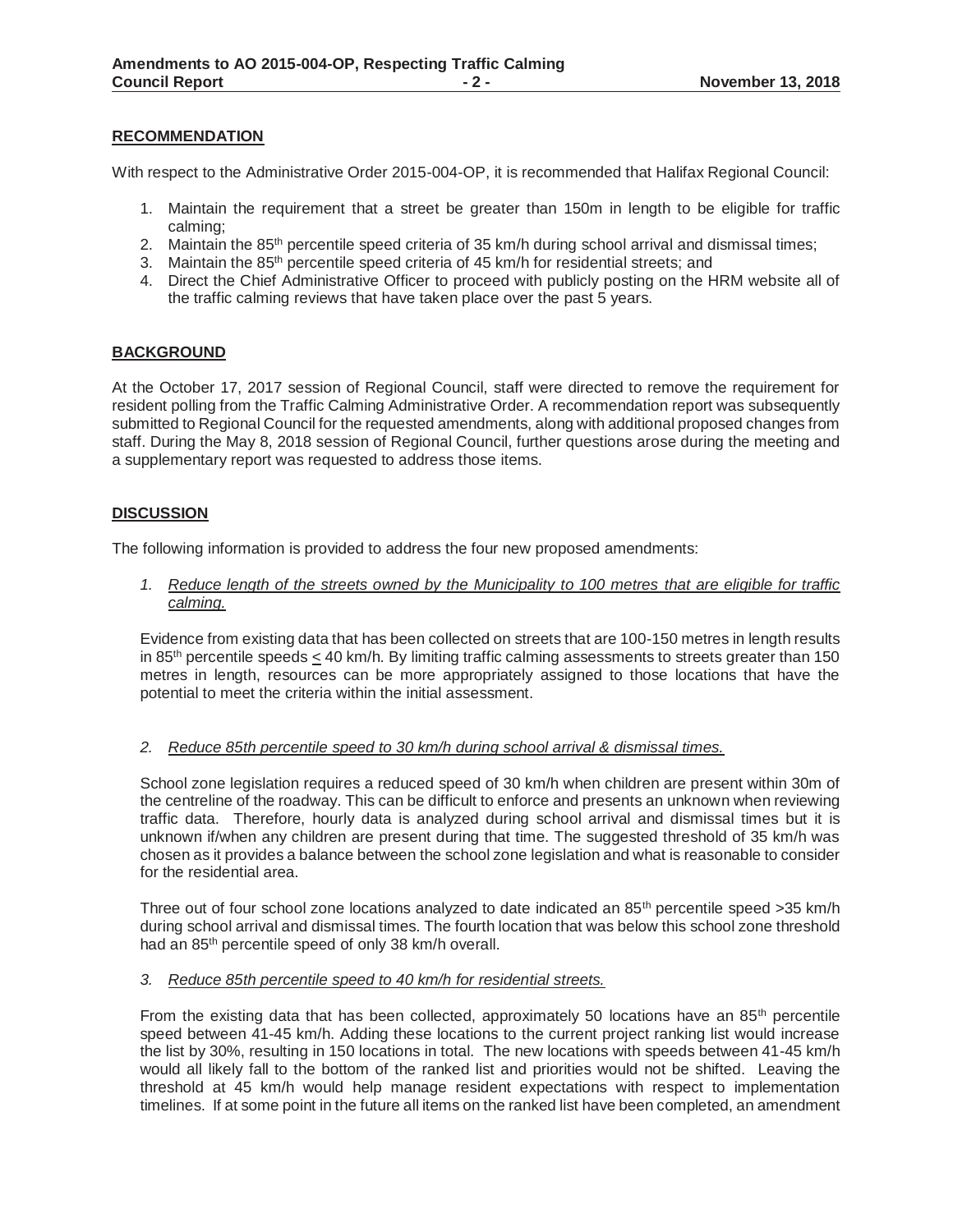## RECOMMENDATION

With respect to the Administrative Order 2015-004-OP, it is recommended that Halifax Regional Council:

1. Maintain the requirement that a street be greater than 150m in length to be eligible for traffic calming;
2. Maintain the $85^{th}$ percentile speed criteria of 35 km/h during school arrival and dismissal times;
3. Maintain the $85^{th}$ percentile speed criteria of 45 km/h for residential streets; and
4. Direct the Chief Administrative Officer to proceed with publicly posting on the HRM website all of the traffic calming reviews that have taken place over the past 5 years.

## BACKGROUND

At the October 17, 2017 session of Regional Council, staff were directed to remove the requirement for resident polling from the Traffic Calming Administrative Order. A recommendation report was subsequently submitted to Regional Council for the requested amendments, along with additional proposed changes from staff. During the May 8, 2018 session of Regional Council, further questions arose during the meeting and a supplementary report was requested to address those items.

## DISCUSSION

The following information is provided to address the four new proposed amendments:

1. *Reduce length of the streets owned by the Municipality to 100 metres that are eligible for traffic calming.*

Evidence from existing data that has been collected on streets that are 100-150 metres in length results in $85^{th}$ percentile speeds $\leq$ 40 km/h. By limiting traffic calming assessments to streets greater than 150 metres in length, resources can be more appropriately assigned to those locations that have the potential to meet the criteria within the initial assessment.

2. *Reduce 85th percentile speed to 30 km/h during school arrival & dismissal times.*

School zone legislation requires a reduced speed of 30 km/h when children are present within 30m of the centreline of the roadway. This can be difficult to enforce and presents an unknown when reviewing traffic data. Therefore, hourly data is analyzed during school arrival and dismissal times but it is unknown if/when any children are present during that time. The suggested threshold of 35 km/h was chosen as it provides a balance between the school zone legislation and what is reasonable to consider for the residential area.

Three out of four school zone locations analyzed to date indicated an $85^{th}$ percentile speed >35 km/h during school arrival and dismissal times. The fourth location that was below this school zone threshold had an $85^{th}$ percentile speed of only 38 km/h overall.

3. *Reduce 85th percentile speed to 40 km/h for residential streets.*

From the existing data that has been collected, approximately 50 locations have an $85^{th}$ percentile speed between 41-45 km/h. Adding these locations to the current project ranking list would increase the list by 30%, resulting in 150 locations in total. The new locations with speeds between 41-45 km/h would all likely fall to the bottom of the ranked list and priorities would not be shifted. Leaving the threshold at 45 km/h would help manage resident expectations with respect to implementation timelines. If at some point in the future all items on the ranked list have been completed, an amendment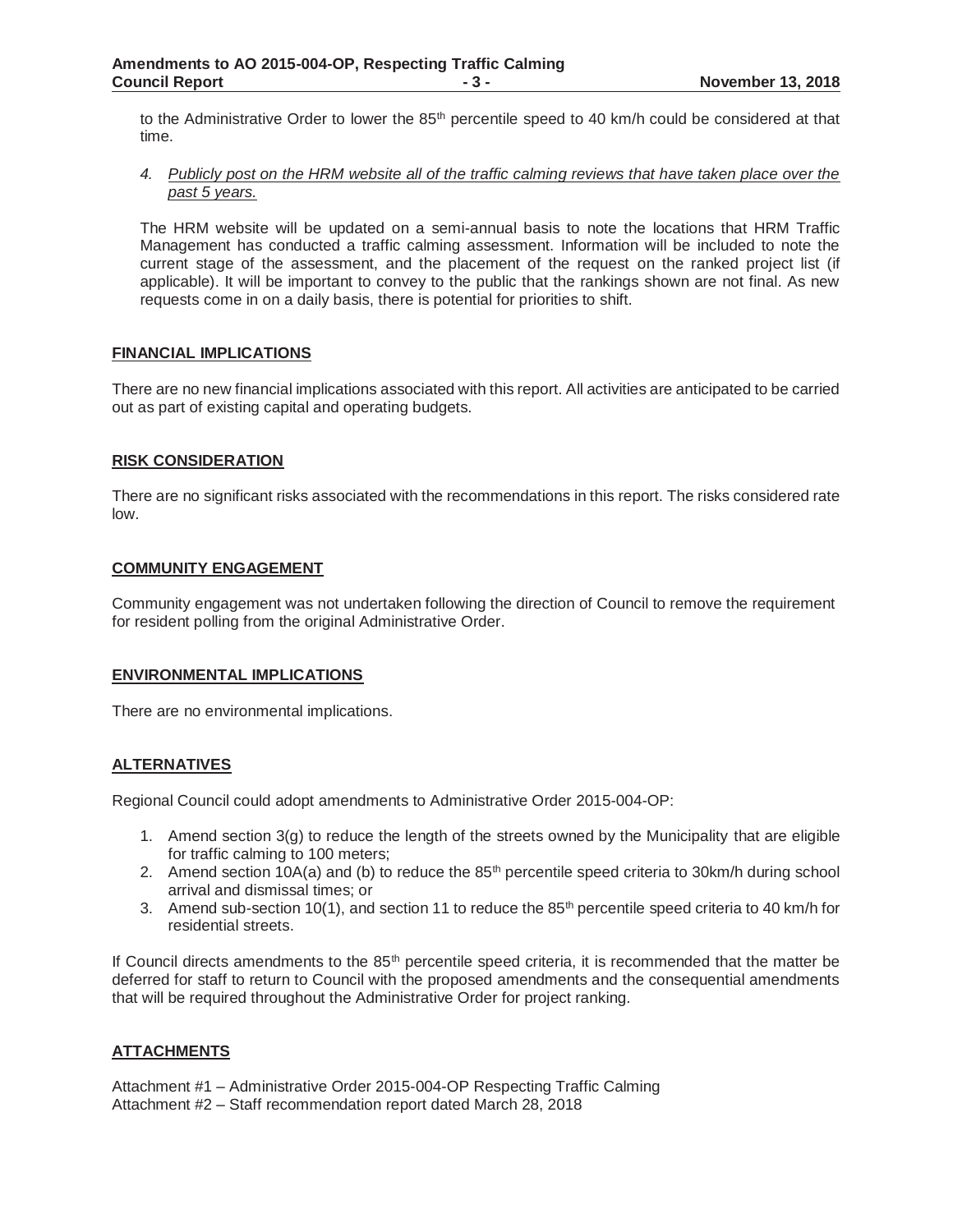to the Administrative Order to lower the 85th percentile speed to 40 km/h could be considered at that time.

4. *Publicly post on the HRM website all of the traffic calming reviews that have taken place over the past 5 years.*

The HRM website will be updated on a semi-annual basis to note the locations that HRM Traffic Management has conducted a traffic calming assessment. Information will be included to note the current stage of the assessment, and the placement of the request on the ranked project list (if applicable). It will be important to convey to the public that the rankings shown are not final. As new requests come in on a daily basis, there is potential for priorities to shift.

## FINANCIAL IMPLICATIONS

There are no new financial implications associated with this report. All activities are anticipated to be carried out as part of existing capital and operating budgets.

## RISK CONSIDERATION

There are no significant risks associated with the recommendations in this report. The risks considered rate low.

## COMMUNITY ENGAGEMENT

Community engagement was not undertaken following the direction of Council to remove the requirement for resident polling from the original Administrative Order.

## ENVIRONMENTAL IMPLICATIONS

There are no environmental implications.

## ALTERNATIVES

Regional Council could adopt amendments to Administrative Order 2015-004-OP:

1. Amend section 3(g) to reduce the length of the streets owned by the Municipality that are eligible for traffic calming to 100 meters;
2. Amend section 10A(a) and (b) to reduce the 85th percentile speed criteria to 30km/h during school arrival and dismissal times; or
3. Amend sub-section 10(1), and section 11 to reduce the 85th percentile speed criteria to 40 km/h for residential streets.

If Council directs amendments to the 85th percentile speed criteria, it is recommended that the matter be deferred for staff to return to Council with the proposed amendments and the consequential amendments that will be required throughout the Administrative Order for project ranking.

## ATTACHMENTS

Attachment #1 – Administrative Order 2015-004-OP Respecting Traffic Calming
Attachment #2 – Staff recommendation report dated March 28, 2018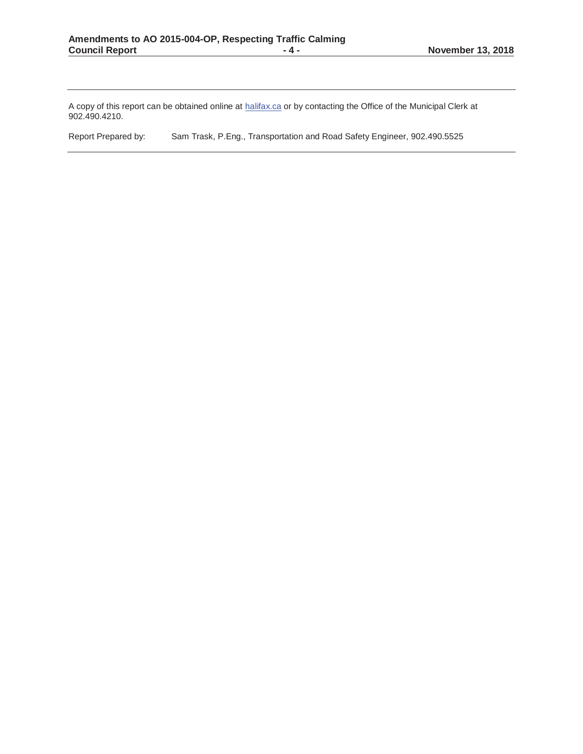---

A copy of this report can be obtained online at [halifax.ca](halifax.ca) or by contacting the Office of the Municipal Clerk at 902.490.4210.

Report Prepared by: Sam Trask, P.Eng., Transportation and Road Safety Engineer, 902.490.5525

---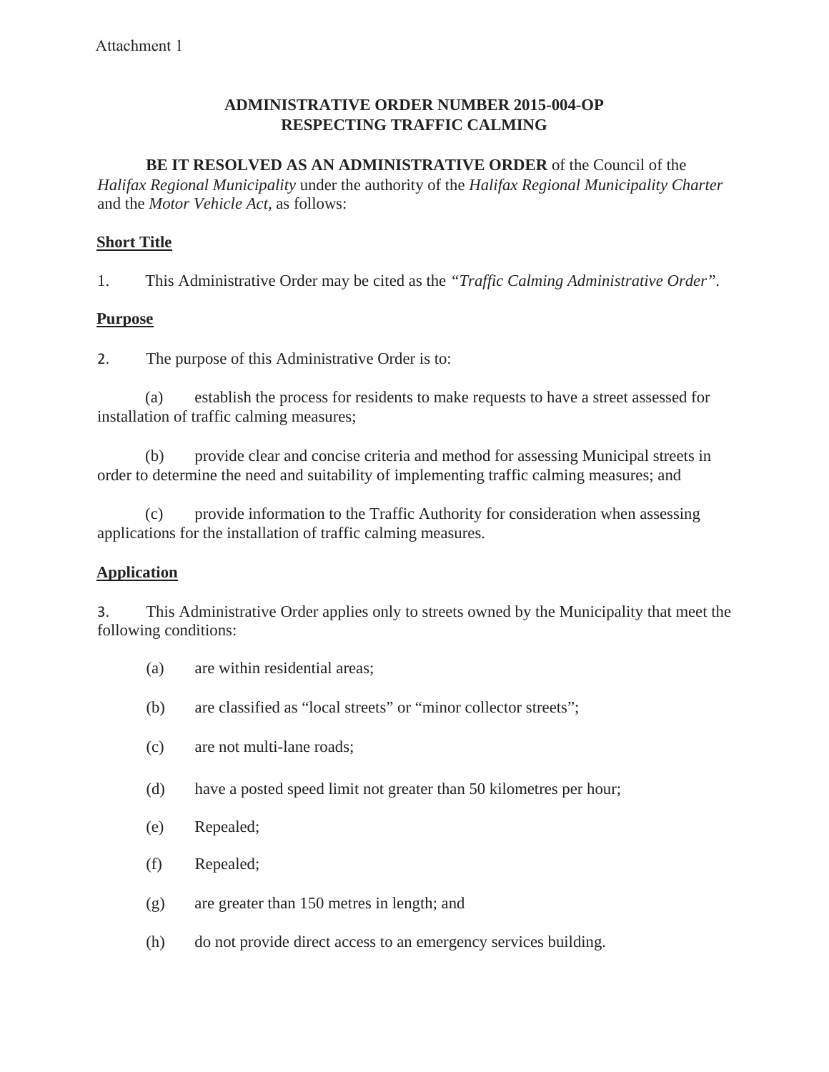Attachment 1

**ADMINISTRATIVE ORDER NUMBER 2015-004-OP**
**RESPECTING TRAFFIC CALMING**

**BE IT RESOLVED AS AN ADMINISTRATIVE ORDER** of the Council of the *Halifax Regional Municipality* under the authority of the *Halifax Regional Municipality Charter* and the *Motor Vehicle Act,* as follows:

## Short Title

1. This Administrative Order may be cited as the *"Traffic Calming Administrative Order".*

## Purpose

2. The purpose of this Administrative Order is to:

(a) establish the process for residents to make requests to have a street assessed for installation of traffic calming measures;

(b) provide clear and concise criteria and method for assessing Municipal streets in order to determine the need and suitability of implementing traffic calming measures; and

(c) provide information to the Traffic Authority for consideration when assessing applications for the installation of traffic calming measures.

## Application

3. This Administrative Order applies only to streets owned by the Municipality that meet the following conditions:

(a) are within residential areas;

(b) are classified as "local streets" or "minor collector streets";

(c) are not multi-lane roads;

(d) have a posted speed limit not greater than 50 kilometres per hour;

(e) Repealed;

(f) Repealed;

(g) are greater than 150 metres in length; and

(h) do not provide direct access to an emergency services building.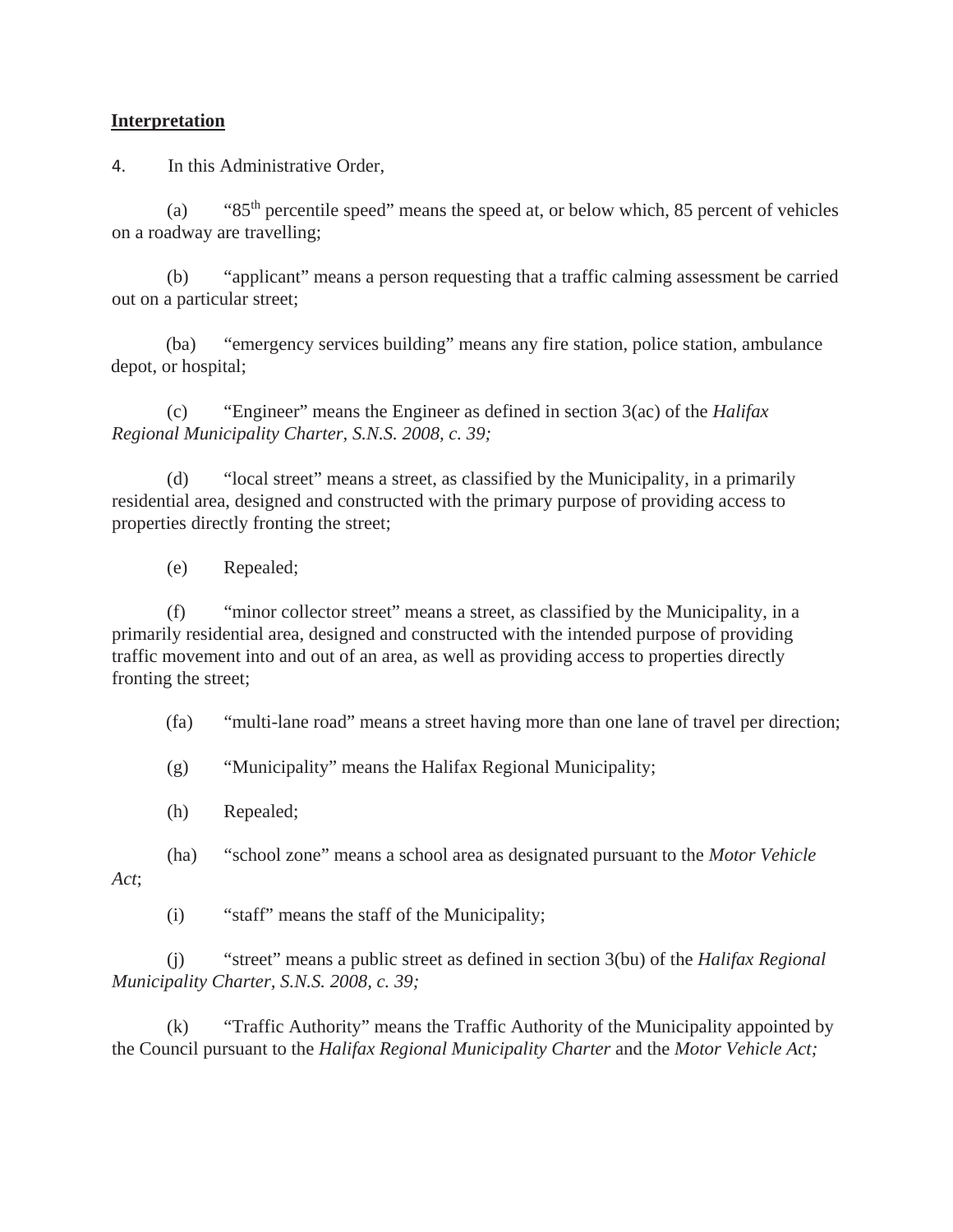**Interpretation**

4. In this Administrative Order,

(a) "85$^{th}$ percentile speed" means the speed at, or below which, 85 percent of vehicles on a roadway are travelling;

(b) "applicant" means a person requesting that a traffic calming assessment be carried out on a particular street;

(ba) "emergency services building" means any fire station, police station, ambulance depot, or hospital;

(c) "Engineer" means the Engineer as defined in section 3(ac) of the *Halifax Regional Municipality Charter, S.N.S. 2008, c. 39;*

(d) "local street" means a street, as classified by the Municipality, in a primarily residential area, designed and constructed with the primary purpose of providing access to properties directly fronting the street;

(e) Repealed;

(f) "minor collector street" means a street, as classified by the Municipality, in a primarily residential area, designed and constructed with the intended purpose of providing traffic movement into and out of an area, as well as providing access to properties directly fronting the street;

(fa) "multi-lane road" means a street having more than one lane of travel per direction;

(g) "Municipality" means the Halifax Regional Municipality;

(h) Repealed;

(ha) "school zone" means a school area as designated pursuant to the *Motor Vehicle Act*;

(i) "staff" means the staff of the Municipality;

(j) "street" means a public street as defined in section 3(bu) of the *Halifax Regional Municipality Charter, S.N.S. 2008, c. 39;*

(k) "Traffic Authority" means the Traffic Authority of the Municipality appointed by the Council pursuant to the *Halifax Regional Municipality Charter* and the *Motor Vehicle Act;*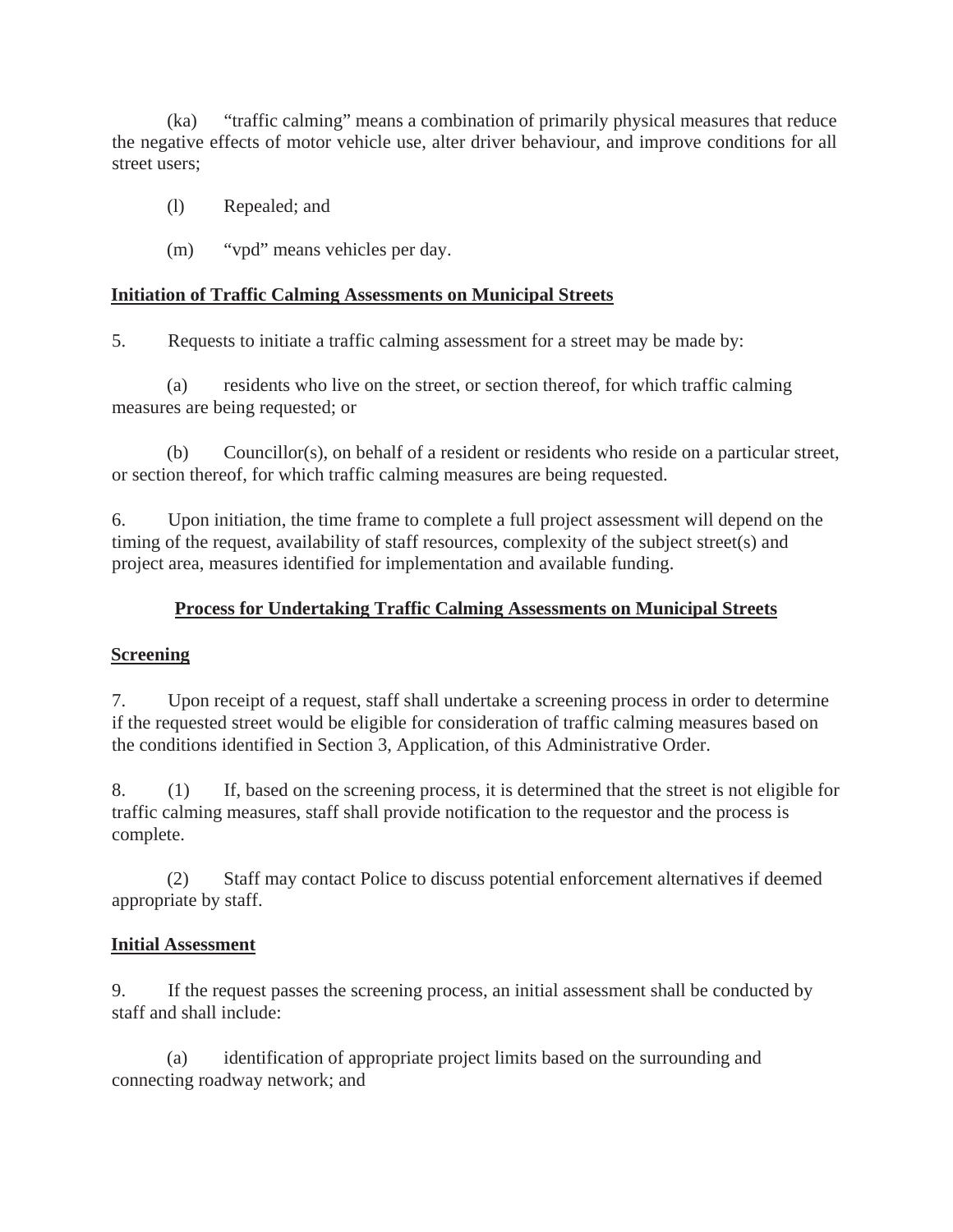(ka) "traffic calming" means a combination of primarily physical measures that reduce the negative effects of motor vehicle use, alter driver behaviour, and improve conditions for all street users;

(l) Repealed; and

(m) "vpd" means vehicles per day.

## Initiation of Traffic Calming Assessments on Municipal Streets

5. Requests to initiate a traffic calming assessment for a street may be made by:

(a) residents who live on the street, or section thereof, for which traffic calming measures are being requested; or

(b) Councillor(s), on behalf of a resident or residents who reside on a particular street, or section thereof, for which traffic calming measures are being requested.

6. Upon initiation, the time frame to complete a full project assessment will depend on the timing of the request, availability of staff resources, complexity of the subject street(s) and project area, measures identified for implementation and available funding.

## Process for Undertaking Traffic Calming Assessments on Municipal Streets

### Screening

7. Upon receipt of a request, staff shall undertake a screening process in order to determine if the requested street would be eligible for consideration of traffic calming measures based on the conditions identified in Section 3, Application, of this Administrative Order.

8. (1) If, based on the screening process, it is determined that the street is not eligible for traffic calming measures, staff shall provide notification to the requestor and the process is complete.

(2) Staff may contact Police to discuss potential enforcement alternatives if deemed appropriate by staff.

### Initial Assessment

9. If the request passes the screening process, an initial assessment shall be conducted by staff and shall include:

(a) identification of appropriate project limits based on the surrounding and connecting roadway network; and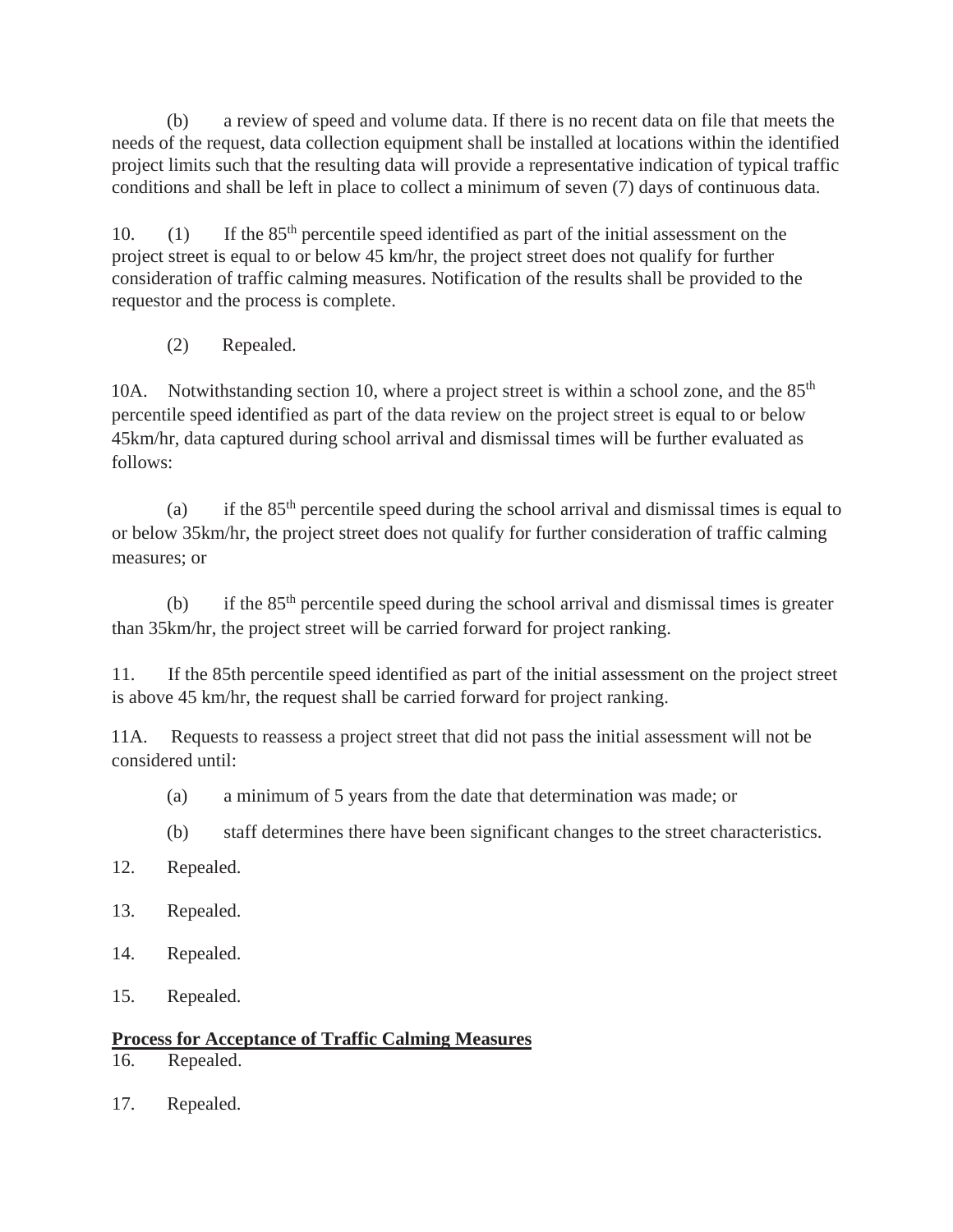(b) a review of speed and volume data. If there is no recent data on file that meets the needs of the request, data collection equipment shall be installed at locations within the identified project limits such that the resulting data will provide a representative indication of typical traffic conditions and shall be left in place to collect a minimum of seven (7) days of continuous data.

10. (1) If the 85th percentile speed identified as part of the initial assessment on the project street is equal to or below 45 km/hr, the project street does not qualify for further consideration of traffic calming measures. Notification of the results shall be provided to the requestor and the process is complete.

(2) Repealed.

10A. Notwithstanding section 10, where a project street is within a school zone, and the 85th percentile speed identified as part of the data review on the project street is equal to or below 45km/hr, data captured during school arrival and dismissal times will be further evaluated as follows:

(a) if the 85th percentile speed during the school arrival and dismissal times is equal to or below 35km/hr, the project street does not qualify for further consideration of traffic calming measures; or

(b) if the 85th percentile speed during the school arrival and dismissal times is greater than 35km/hr, the project street will be carried forward for project ranking.

11. If the 85th percentile speed identified as part of the initial assessment on the project street is above 45 km/hr, the request shall be carried forward for project ranking.

11A. Requests to reassess a project street that did not pass the initial assessment will not be considered until:

(a) a minimum of 5 years from the date that determination was made; or

(b) staff determines there have been significant changes to the street characteristics.

12. Repealed.

13. Repealed.

14. Repealed.

15. Repealed.

**Process for Acceptance of Traffic Calming Measures**

16. Repealed.

17. Repealed.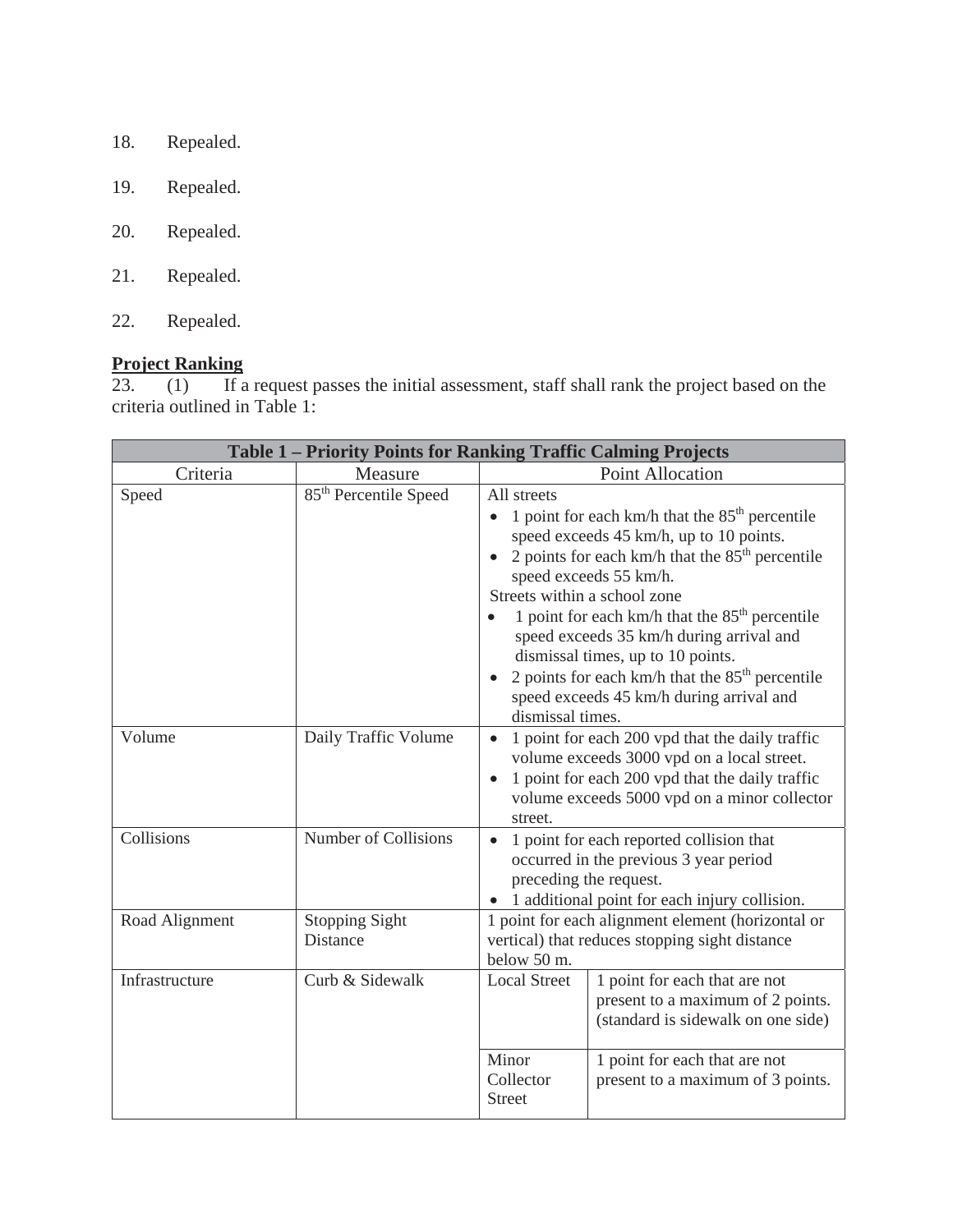18. Repealed.

19. Repealed.

20. Repealed.

21. Repealed.

22. Repealed.

**Project Ranking**

23. (1) If a request passes the initial assessment, staff shall rank the project based on the criteria outlined in Table 1:

| **Table 1 – Priority Points for Ranking Traffic Calming Projects** | | | |
|---|---|---|---|
| Criteria | Measure | Point Allocation | |
| Speed | 85th Percentile Speed | All streets<br>• 1 point for each km/h that the 85th percentile speed exceeds 45 km/h, up to 10 points.<br>• 2 points for each km/h that the 85th percentile speed exceeds 55 km/h.<br>Streets within a school zone<br>• 1 point for each km/h that the 85th percentile speed exceeds 35 km/h during arrival and dismissal times, up to 10 points.<br>• 2 points for each km/h that the 85th percentile speed exceeds 45 km/h during arrival and dismissal times. | |
| Volume | Daily Traffic Volume | • 1 point for each 200 vpd that the daily traffic volume exceeds 3000 vpd on a local street.<br>• 1 point for each 200 vpd that the daily traffic volume exceeds 5000 vpd on a minor collector street. | |
| Collisions | Number of Collisions | • 1 point for each reported collision that occurred in the previous 3 year period preceding the request.<br>• 1 additional point for each injury collision. | |
| Road Alignment | Stopping Sight Distance | 1 point for each alignment element (horizontal or vertical) that reduces stopping sight distance below 50 m. | |
| Infrastructure | Curb & Sidewalk | Local Street | 1 point for each that are not present to a maximum of 2 points. (standard is sidewalk on one side) |
| | | Minor Collector Street | 1 point for each that are not present to a maximum of 3 points. |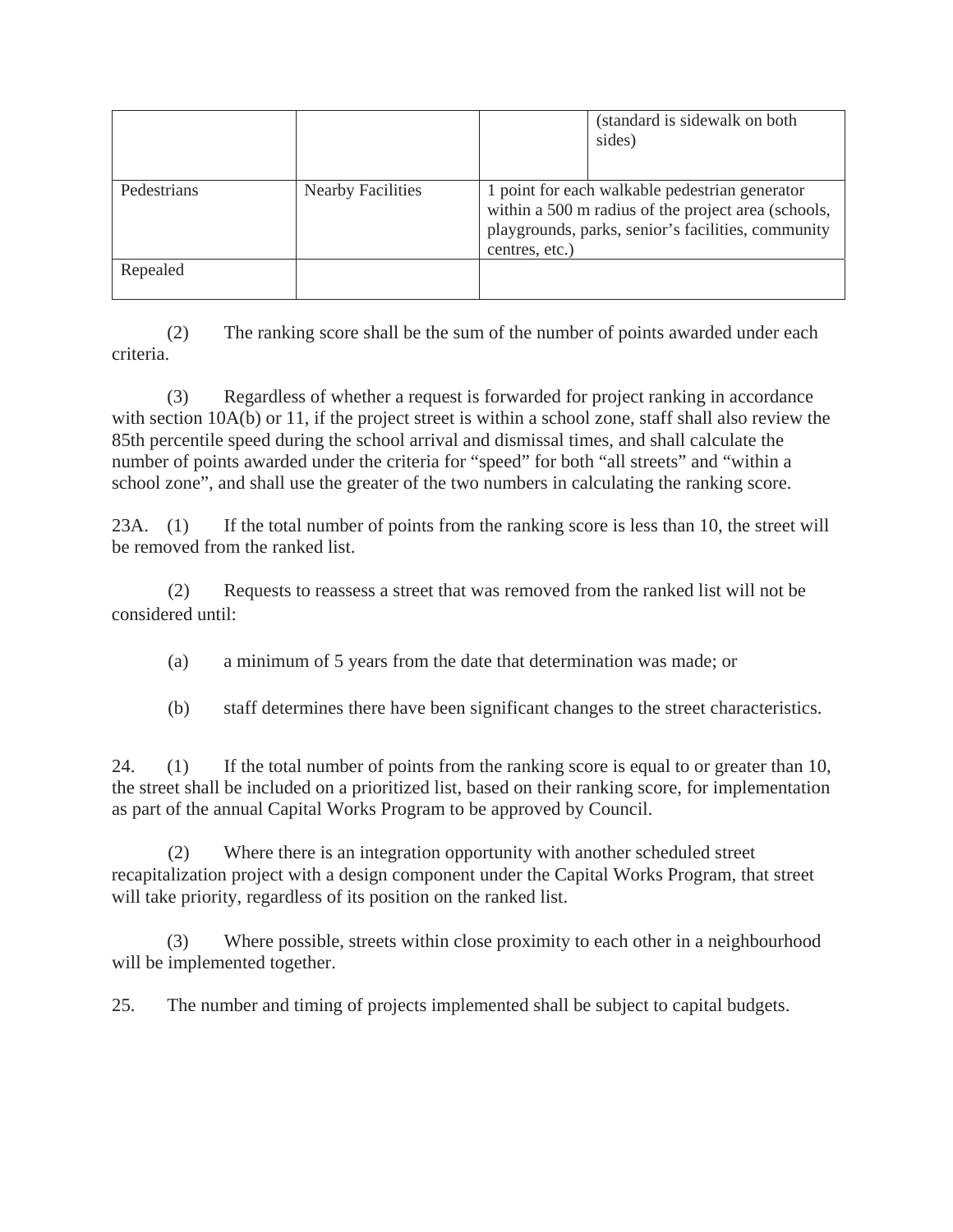| | | | |
|---|---|---|---|
| | | | (standard is sidewalk on both sides) |
| Pedestrians | Nearby Facilities | 1 point for each walkable pedestrian generator within a 500 m radius of the project area (schools, playgrounds, parks, senior's facilities, community centres, etc.) | |
| Repealed | | | |

(2) The ranking score shall be the sum of the number of points awarded under each criteria.

(3) Regardless of whether a request is forwarded for project ranking in accordance with section 10A(b) or 11, if the project street is within a school zone, staff shall also review the 85th percentile speed during the school arrival and dismissal times, and shall calculate the number of points awarded under the criteria for "speed" for both "all streets" and "within a school zone", and shall use the greater of the two numbers in calculating the ranking score.

23A. (1) If the total number of points from the ranking score is less than 10, the street will be removed from the ranked list.

(2) Requests to reassess a street that was removed from the ranked list will not be considered until:

(a) a minimum of 5 years from the date that determination was made; or

(b) staff determines there have been significant changes to the street characteristics.

24. (1) If the total number of points from the ranking score is equal to or greater than 10, the street shall be included on a prioritized list, based on their ranking score, for implementation as part of the annual Capital Works Program to be approved by Council.

(2) Where there is an integration opportunity with another scheduled street recapitalization project with a design component under the Capital Works Program, that street will take priority, regardless of its position on the ranked list.

(3) Where possible, streets within close proximity to each other in a neighbourhood will be implemented together.

25. The number and timing of projects implemented shall be subject to capital budgets.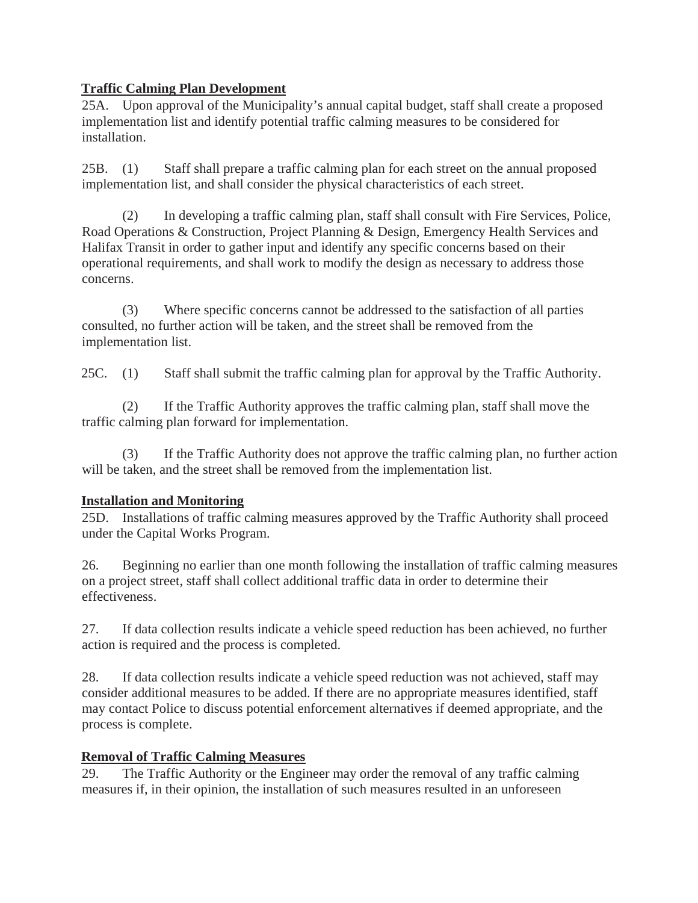**Traffic Calming Plan Development**

25A. Upon approval of the Municipality's annual capital budget, staff shall create a proposed implementation list and identify potential traffic calming measures to be considered for installation.

25B. (1) Staff shall prepare a traffic calming plan for each street on the annual proposed implementation list, and shall consider the physical characteristics of each street.

(2) In developing a traffic calming plan, staff shall consult with Fire Services, Police, Road Operations & Construction, Project Planning & Design, Emergency Health Services and Halifax Transit in order to gather input and identify any specific concerns based on their operational requirements, and shall work to modify the design as necessary to address those concerns.

(3) Where specific concerns cannot be addressed to the satisfaction of all parties consulted, no further action will be taken, and the street shall be removed from the implementation list.

25C. (1) Staff shall submit the traffic calming plan for approval by the Traffic Authority.

(2) If the Traffic Authority approves the traffic calming plan, staff shall move the traffic calming plan forward for implementation.

(3) If the Traffic Authority does not approve the traffic calming plan, no further action will be taken, and the street shall be removed from the implementation list.

**Installation and Monitoring**

25D. Installations of traffic calming measures approved by the Traffic Authority shall proceed under the Capital Works Program.

26. Beginning no earlier than one month following the installation of traffic calming measures on a project street, staff shall collect additional traffic data in order to determine their effectiveness.

27. If data collection results indicate a vehicle speed reduction has been achieved, no further action is required and the process is completed.

28. If data collection results indicate a vehicle speed reduction was not achieved, staff may consider additional measures to be added. If there are no appropriate measures identified, staff may contact Police to discuss potential enforcement alternatives if deemed appropriate, and the process is complete.

**Removal of Traffic Calming Measures**

29. The Traffic Authority or the Engineer may order the removal of any traffic calming measures if, in their opinion, the installation of such measures resulted in an unforeseen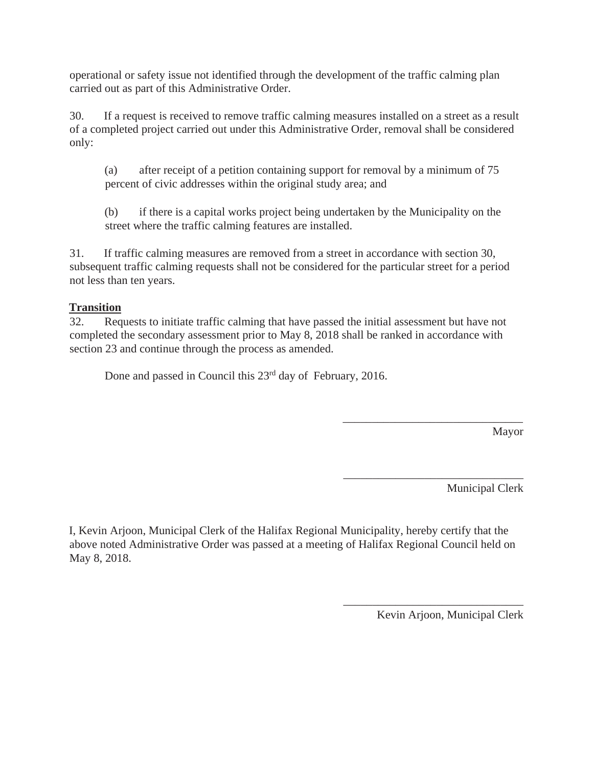operational or safety issue not identified through the development of the traffic calming plan carried out as part of this Administrative Order.

30. If a request is received to remove traffic calming measures installed on a street as a result of a completed project carried out under this Administrative Order, removal shall be considered only:

(a) after receipt of a petition containing support for removal by a minimum of 75 percent of civic addresses within the original study area; and

(b) if there is a capital works project being undertaken by the Municipality on the street where the traffic calming features are installed.

31. If traffic calming measures are removed from a street in accordance with section 30, subsequent traffic calming requests shall not be considered for the particular street for a period not less than ten years.

**Transition**

32. Requests to initiate traffic calming that have passed the initial assessment but have not completed the secondary assessment prior to May 8, 2018 shall be ranked in accordance with section 23 and continue through the process as amended.

Done and passed in Council this 23rd day of February, 2016.

_______________________________
Mayor

_______________________________
Municipal Clerk

I, Kevin Arjoon, Municipal Clerk of the Halifax Regional Municipality, hereby certify that the above noted Administrative Order was passed at a meeting of Halifax Regional Council held on May 8, 2018.

_______________________________
Kevin Arjoon, Municipal Clerk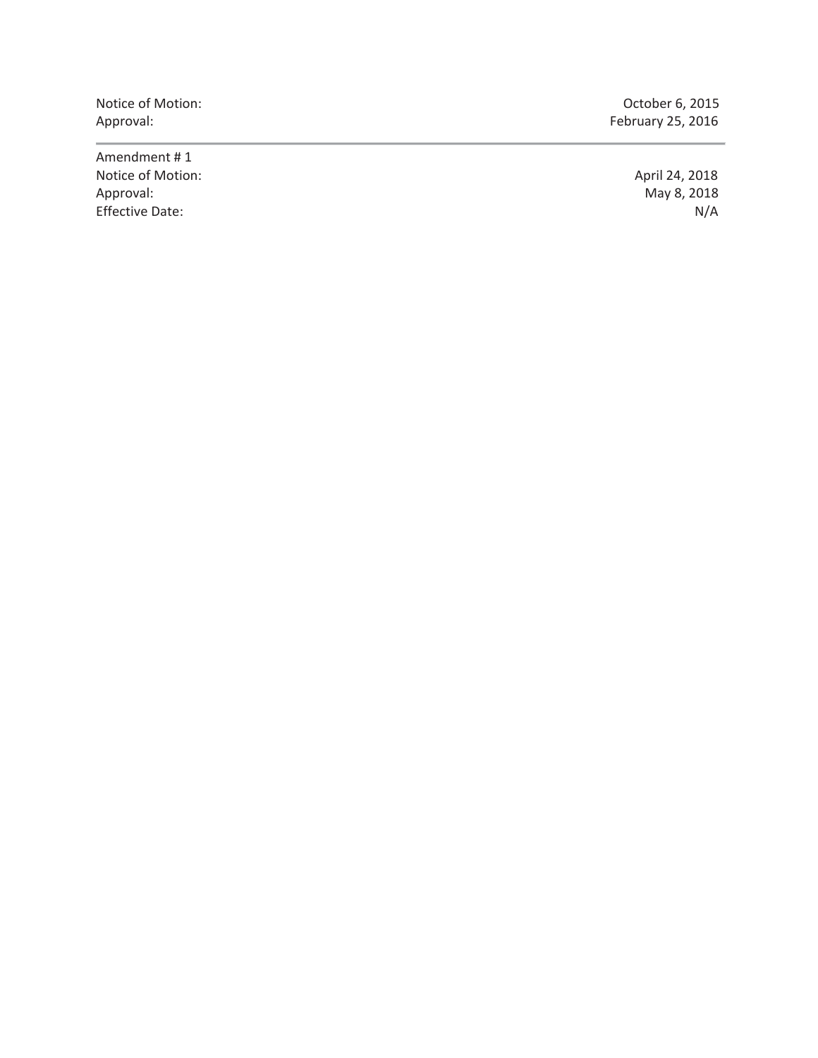| | |
|---|---|
| Notice of Motion: | October 6, 2015 |
| Approval: | February 25, 2016 |

---

| | |
|---|---|
| Amendment # 1 | |
| Notice of Motion: | April 24, 2018 |
| Approval: | May 8, 2018 |
| Effective Date: | N/A |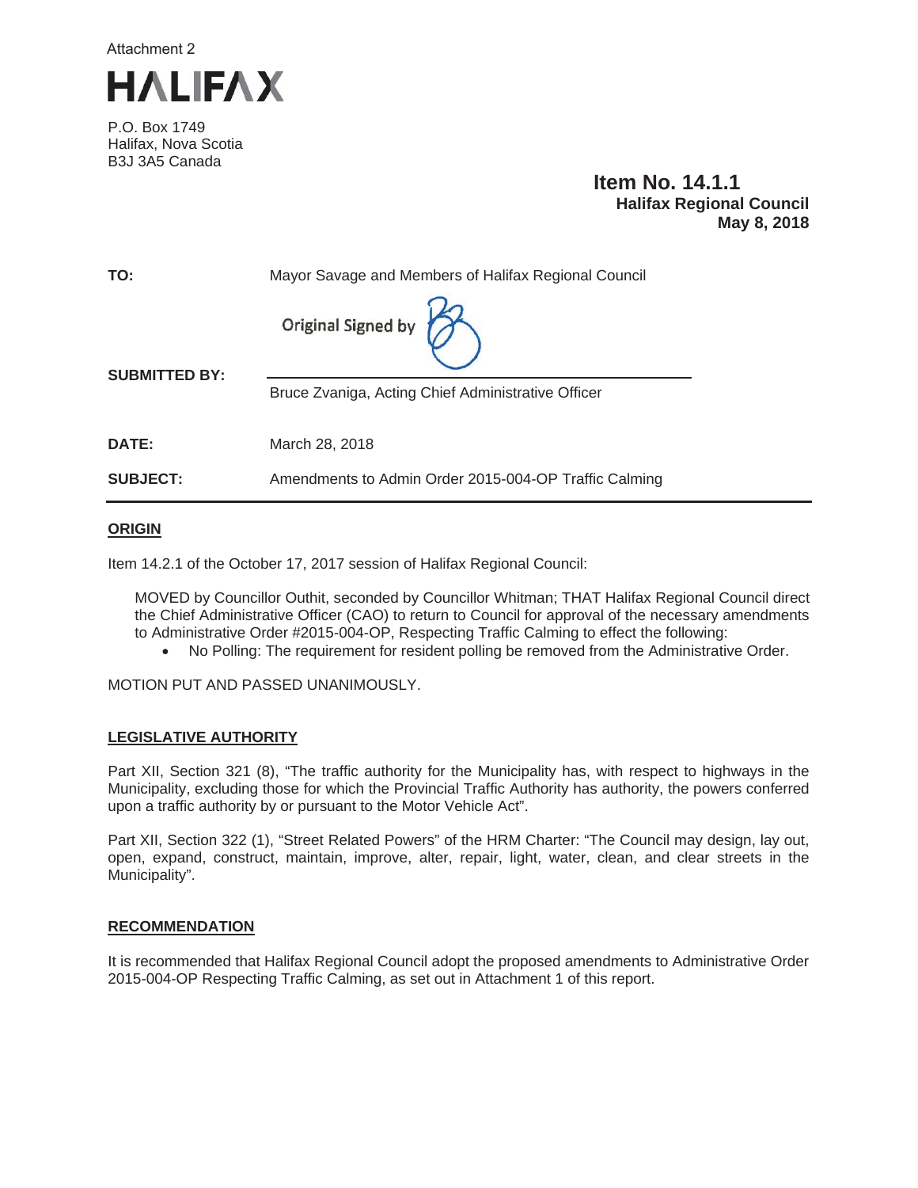Attachment 2

# HALIFAX

P.O. Box 1749
Halifax, Nova Scotia
B3J 3A5 Canada

**Item No. 14.1.1**
**Halifax Regional Council**
**May 8, 2018**

**TO:** Mayor Savage and Members of Halifax Regional Council

Original Signed by

**SUBMITTED BY:** Bruce Zvaniga, Acting Chief Administrative Officer

**DATE:** March 28, 2018

**SUBJECT:** Amendments to Admin Order 2015-004-OP Traffic Calming

## ORIGIN

Item 14.2.1 of the October 17, 2017 session of Halifax Regional Council:

> MOVED by Councillor Outhit, seconded by Councillor Whitman; THAT Halifax Regional Council direct the Chief Administrative Officer (CAO) to return to Council for approval of the necessary amendments to Administrative Order #2015-004-OP, Respecting Traffic Calming to effect the following:
>
> - No Polling: The requirement for resident polling be removed from the Administrative Order.

MOTION PUT AND PASSED UNANIMOUSLY.

## LEGISLATIVE AUTHORITY

Part XII, Section 321 (8), "The traffic authority for the Municipality has, with respect to highways in the Municipality, excluding those for which the Provincial Traffic Authority has authority, the powers conferred upon a traffic authority by or pursuant to the Motor Vehicle Act".

Part XII, Section 322 (1), "Street Related Powers" of the HRM Charter: "The Council may design, lay out, open, expand, construct, maintain, improve, alter, repair, light, water, clean, and clear streets in the Municipality".

## RECOMMENDATION

It is recommended that Halifax Regional Council adopt the proposed amendments to Administrative Order 2015-004-OP Respecting Traffic Calming, as set out in Attachment 1 of this report.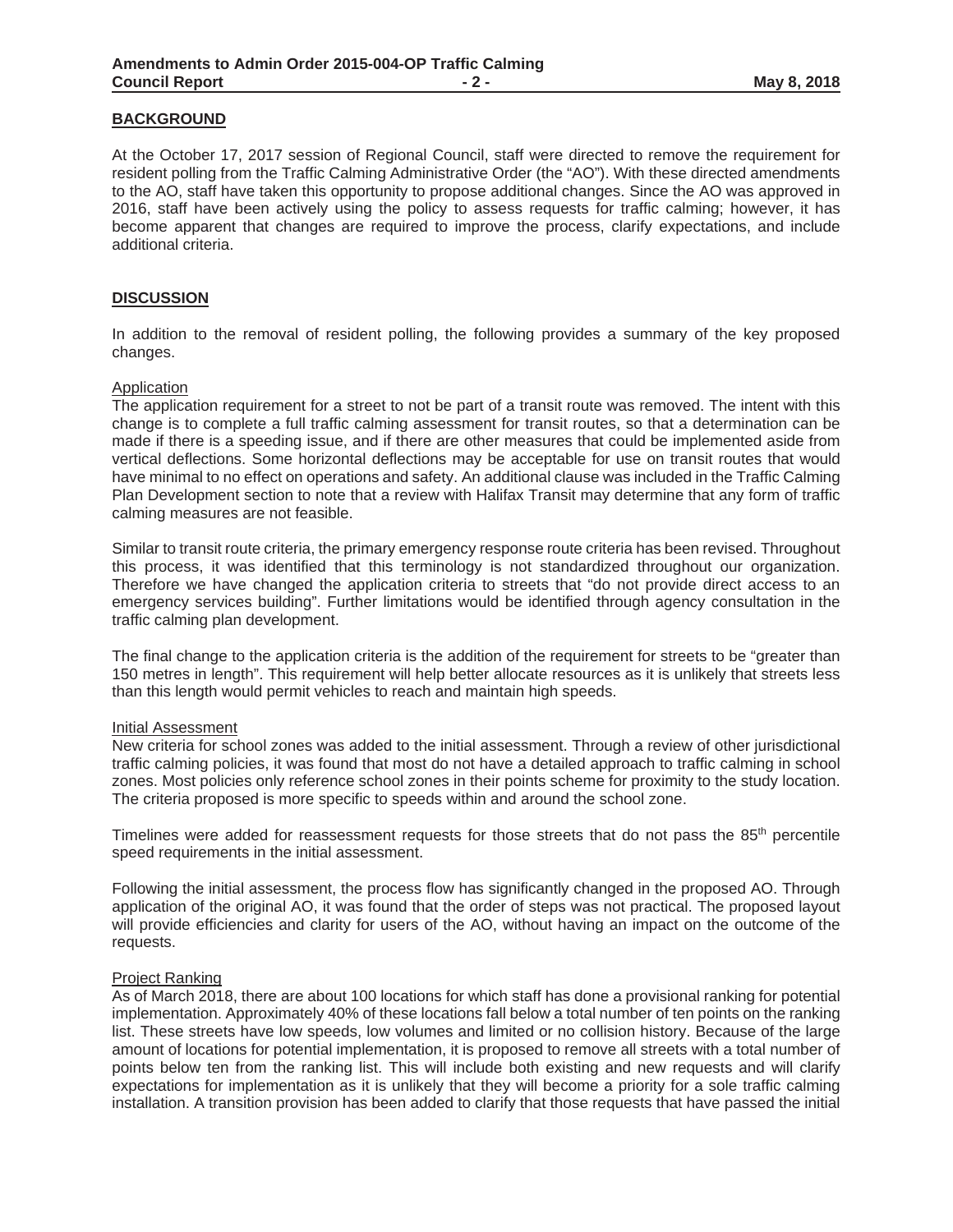## BACKGROUND

At the October 17, 2017 session of Regional Council, staff were directed to remove the requirement for resident polling from the Traffic Calming Administrative Order (the "AO"). With these directed amendments to the AO, staff have taken this opportunity to propose additional changes. Since the AO was approved in 2016, staff have been actively using the policy to assess requests for traffic calming; however, it has become apparent that changes are required to improve the process, clarify expectations, and include additional criteria.

## DISCUSSION

In addition to the removal of resident polling, the following provides a summary of the key proposed changes.

### Application

The application requirement for a street to not be part of a transit route was removed. The intent with this change is to complete a full traffic calming assessment for transit routes, so that a determination can be made if there is a speeding issue, and if there are other measures that could be implemented aside from vertical deflections. Some horizontal deflections may be acceptable for use on transit routes that would have minimal to no effect on operations and safety. An additional clause was included in the Traffic Calming Plan Development section to note that a review with Halifax Transit may determine that any form of traffic calming measures are not feasible.

Similar to transit route criteria, the primary emergency response route criteria has been revised. Throughout this process, it was identified that this terminology is not standardized throughout our organization. Therefore we have changed the application criteria to streets that "do not provide direct access to an emergency services building". Further limitations would be identified through agency consultation in the traffic calming plan development.

The final change to the application criteria is the addition of the requirement for streets to be "greater than 150 metres in length". This requirement will help better allocate resources as it is unlikely that streets less than this length would permit vehicles to reach and maintain high speeds.

### Initial Assessment

New criteria for school zones was added to the initial assessment. Through a review of other jurisdictional traffic calming policies, it was found that most do not have a detailed approach to traffic calming in school zones. Most policies only reference school zones in their points scheme for proximity to the study location. The criteria proposed is more specific to speeds within and around the school zone.

Timelines were added for reassessment requests for those streets that do not pass the 85th percentile speed requirements in the initial assessment.

Following the initial assessment, the process flow has significantly changed in the proposed AO. Through application of the original AO, it was found that the order of steps was not practical. The proposed layout will provide efficiencies and clarity for users of the AO, without having an impact on the outcome of the requests.

### Project Ranking

As of March 2018, there are about 100 locations for which staff has done a provisional ranking for potential implementation. Approximately 40% of these locations fall below a total number of ten points on the ranking list. These streets have low speeds, low volumes and limited or no collision history. Because of the large amount of locations for potential implementation, it is proposed to remove all streets with a total number of points below ten from the ranking list. This will include both existing and new requests and will clarify expectations for implementation as it is unlikely that they will become a priority for a sole traffic calming installation. A transition provision has been added to clarify that those requests that have passed the initial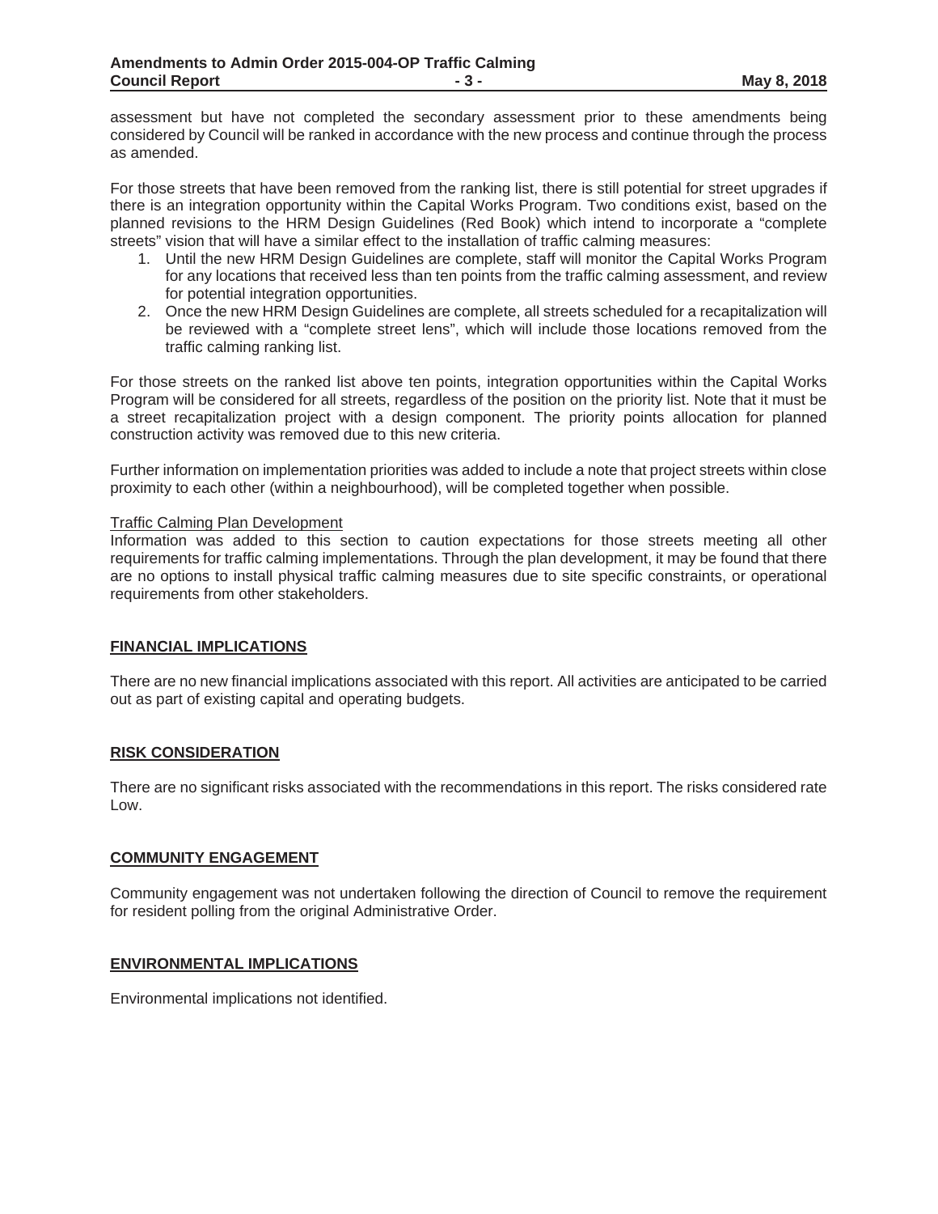assessment but have not completed the secondary assessment prior to these amendments being considered by Council will be ranked in accordance with the new process and continue through the process as amended.

For those streets that have been removed from the ranking list, there is still potential for street upgrades if there is an integration opportunity within the Capital Works Program. Two conditions exist, based on the planned revisions to the HRM Design Guidelines (Red Book) which intend to incorporate a "complete streets" vision that will have a similar effect to the installation of traffic calming measures:

1. Until the new HRM Design Guidelines are complete, staff will monitor the Capital Works Program for any locations that received less than ten points from the traffic calming assessment, and review for potential integration opportunities.
2. Once the new HRM Design Guidelines are complete, all streets scheduled for a recapitalization will be reviewed with a "complete street lens", which will include those locations removed from the traffic calming ranking list.

For those streets on the ranked list above ten points, integration opportunities within the Capital Works Program will be considered for all streets, regardless of the position on the priority list. Note that it must be a street recapitalization project with a design component. The priority points allocation for planned construction activity was removed due to this new criteria.

Further information on implementation priorities was added to include a note that project streets within close proximity to each other (within a neighbourhood), will be completed together when possible.

Traffic Calming Plan Development

Information was added to this section to caution expectations for those streets meeting all other requirements for traffic calming implementations. Through the plan development, it may be found that there are no options to install physical traffic calming measures due to site specific constraints, or operational requirements from other stakeholders.

## FINANCIAL IMPLICATIONS

There are no new financial implications associated with this report. All activities are anticipated to be carried out as part of existing capital and operating budgets.

## RISK CONSIDERATION

There are no significant risks associated with the recommendations in this report. The risks considered rate Low.

## COMMUNITY ENGAGEMENT

Community engagement was not undertaken following the direction of Council to remove the requirement for resident polling from the original Administrative Order.

## ENVIRONMENTAL IMPLICATIONS

Environmental implications not identified.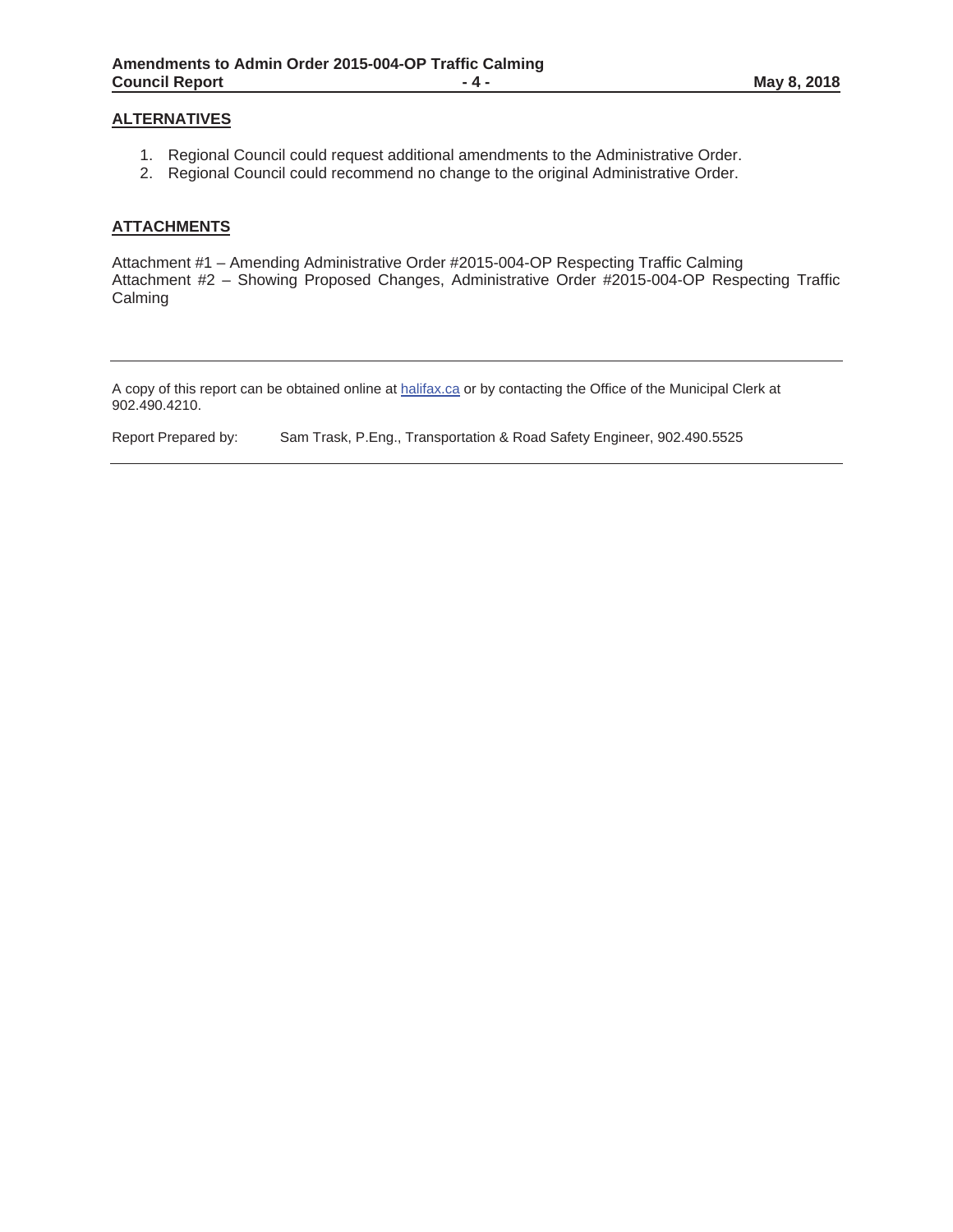## ALTERNATIVES

1. Regional Council could request additional amendments to the Administrative Order.
2. Regional Council could recommend no change to the original Administrative Order.

## ATTACHMENTS

Attachment #1 – Amending Administrative Order #2015-004-OP Respecting Traffic Calming
Attachment #2 – Showing Proposed Changes, Administrative Order #2015-004-OP Respecting Traffic Calming

---

A copy of this report can be obtained online at halifax.ca or by contacting the Office of the Municipal Clerk at 902.490.4210.

Report Prepared by: Sam Trask, P.Eng., Transportation & Road Safety Engineer, 902.490.5525

---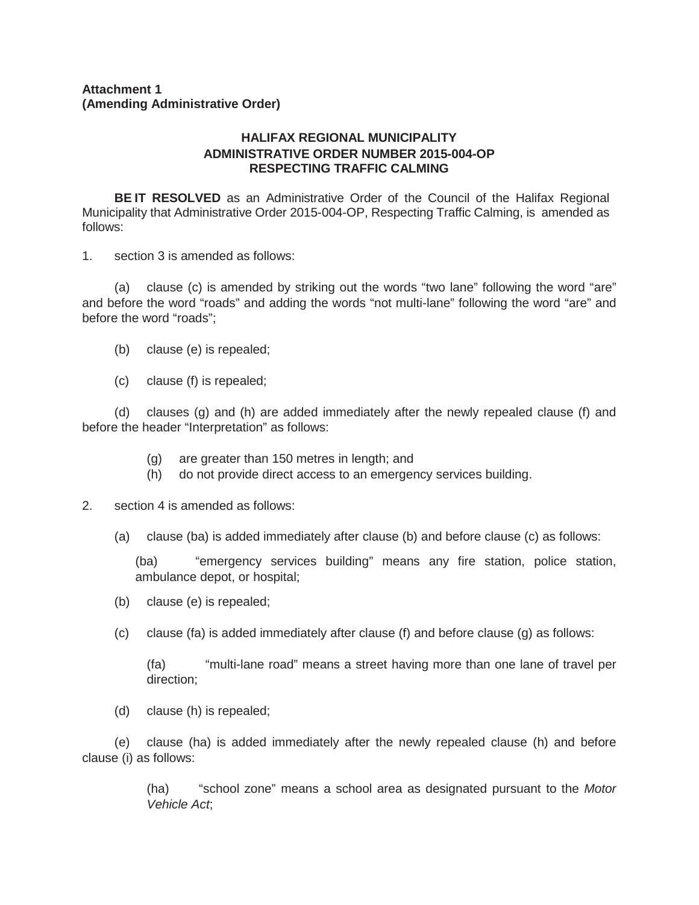**Attachment 1**
**(Amending Administrative Order)**

**HALIFAX REGIONAL MUNICIPALITY**
**ADMINISTRATIVE ORDER NUMBER 2015-004-OP**
**RESPECTING TRAFFIC CALMING**

**BE IT RESOLVED** as an Administrative Order of the Council of the Halifax Regional Municipality that Administrative Order 2015-004-OP, Respecting Traffic Calming, is amended as follows:

1. section 3 is amended as follows:

   (a) clause (c) is amended by striking out the words "two lane" following the word "are" and before the word "roads" and adding the words "not multi-lane" following the word "are" and before the word "roads";

   (b) clause (e) is repealed;

   (c) clause (f) is repealed;

   (d) clauses (g) and (h) are added immediately after the newly repealed clause (f) and before the header "Interpretation" as follows:

      (g) are greater than 150 metres in length; and
      (h) do not provide direct access to an emergency services building.

2. section 4 is amended as follows:

   (a) clause (ba) is added immediately after clause (b) and before clause (c) as follows:

      (ba) "emergency services building" means any fire station, police station, ambulance depot, or hospital;

   (b) clause (e) is repealed;

   (c) clause (fa) is added immediately after clause (f) and before clause (g) as follows:

      (fa) "multi-lane road" means a street having more than one lane of travel per direction;

   (d) clause (h) is repealed;

   (e) clause (ha) is added immediately after the newly repealed clause (h) and before clause (i) as follows:

      (ha) "school zone" means a school area as designated pursuant to the *Motor Vehicle Act*;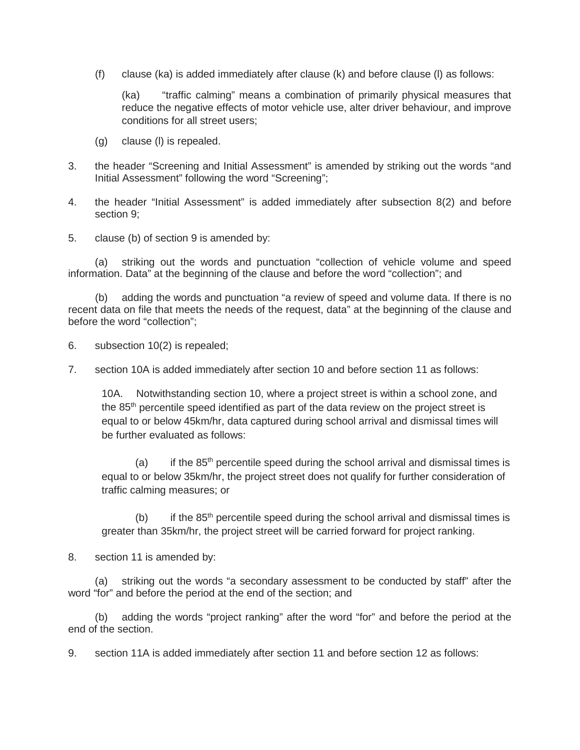(f) clause (ka) is added immediately after clause (k) and before clause (l) as follows:

> (ka) "traffic calming" means a combination of primarily physical measures that reduce the negative effects of motor vehicle use, alter driver behaviour, and improve conditions for all street users;

(g) clause (l) is repealed.

3. the header "Screening and Initial Assessment" is amended by striking out the words "and Initial Assessment" following the word "Screening";

4. the header "Initial Assessment" is added immediately after subsection 8(2) and before section 9;

5. clause (b) of section 9 is amended by:

(a) striking out the words and punctuation "collection of vehicle volume and speed information. Data" at the beginning of the clause and before the word "collection"; and

(b) adding the words and punctuation "a review of speed and volume data. If there is no recent data on file that meets the needs of the request, data" at the beginning of the clause and before the word "collection";

6. subsection 10(2) is repealed;

7. section 10A is added immediately after section 10 and before section 11 as follows:

> 10A. Notwithstanding section 10, where a project street is within a school zone, and the 85th percentile speed identified as part of the data review on the project street is equal to or below 45km/hr, data captured during school arrival and dismissal times will be further evaluated as follows:
>
> (a) if the 85th percentile speed during the school arrival and dismissal times is equal to or below 35km/hr, the project street does not qualify for further consideration of traffic calming measures; or
>
> (b) if the 85th percentile speed during the school arrival and dismissal times is greater than 35km/hr, the project street will be carried forward for project ranking.

8. section 11 is amended by:

(a) striking out the words "a secondary assessment to be conducted by staff" after the word "for" and before the period at the end of the section; and

(b) adding the words "project ranking" after the word "for" and before the period at the end of the section.

9. section 11A is added immediately after section 11 and before section 12 as follows: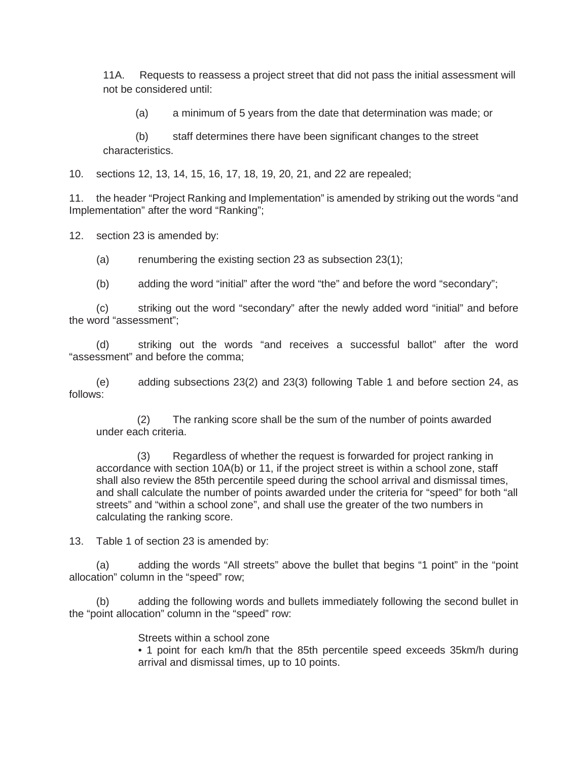11A. Requests to reassess a project street that did not pass the initial assessment will not be considered until:

(a) a minimum of 5 years from the date that determination was made; or

(b) staff determines there have been significant changes to the street characteristics.

10. sections 12, 13, 14, 15, 16, 17, 18, 19, 20, 21, and 22 are repealed;

11. the header "Project Ranking and Implementation" is amended by striking out the words "and Implementation" after the word "Ranking";

12. section 23 is amended by:

(a) renumbering the existing section 23 as subsection 23(1);

(b) adding the word "initial" after the word "the" and before the word "secondary";

(c) striking out the word "secondary" after the newly added word "initial" and before the word "assessment";

(d) striking out the words "and receives a successful ballot" after the word "assessment" and before the comma;

(e) adding subsections 23(2) and 23(3) following Table 1 and before section 24, as follows:

(2) The ranking score shall be the sum of the number of points awarded under each criteria.

(3) Regardless of whether the request is forwarded for project ranking in accordance with section 10A(b) or 11, if the project street is within a school zone, staff shall also review the 85th percentile speed during the school arrival and dismissal times, and shall calculate the number of points awarded under the criteria for "speed" for both "all streets" and "within a school zone", and shall use the greater of the two numbers in calculating the ranking score.

13. Table 1 of section 23 is amended by:

(a) adding the words "All streets" above the bullet that begins "1 point" in the "point allocation" column in the "speed" row;

(b) adding the following words and bullets immediately following the second bullet in the "point allocation" column in the "speed" row:

Streets within a school zone
• 1 point for each km/h that the 85th percentile speed exceeds 35km/h during arrival and dismissal times, up to 10 points.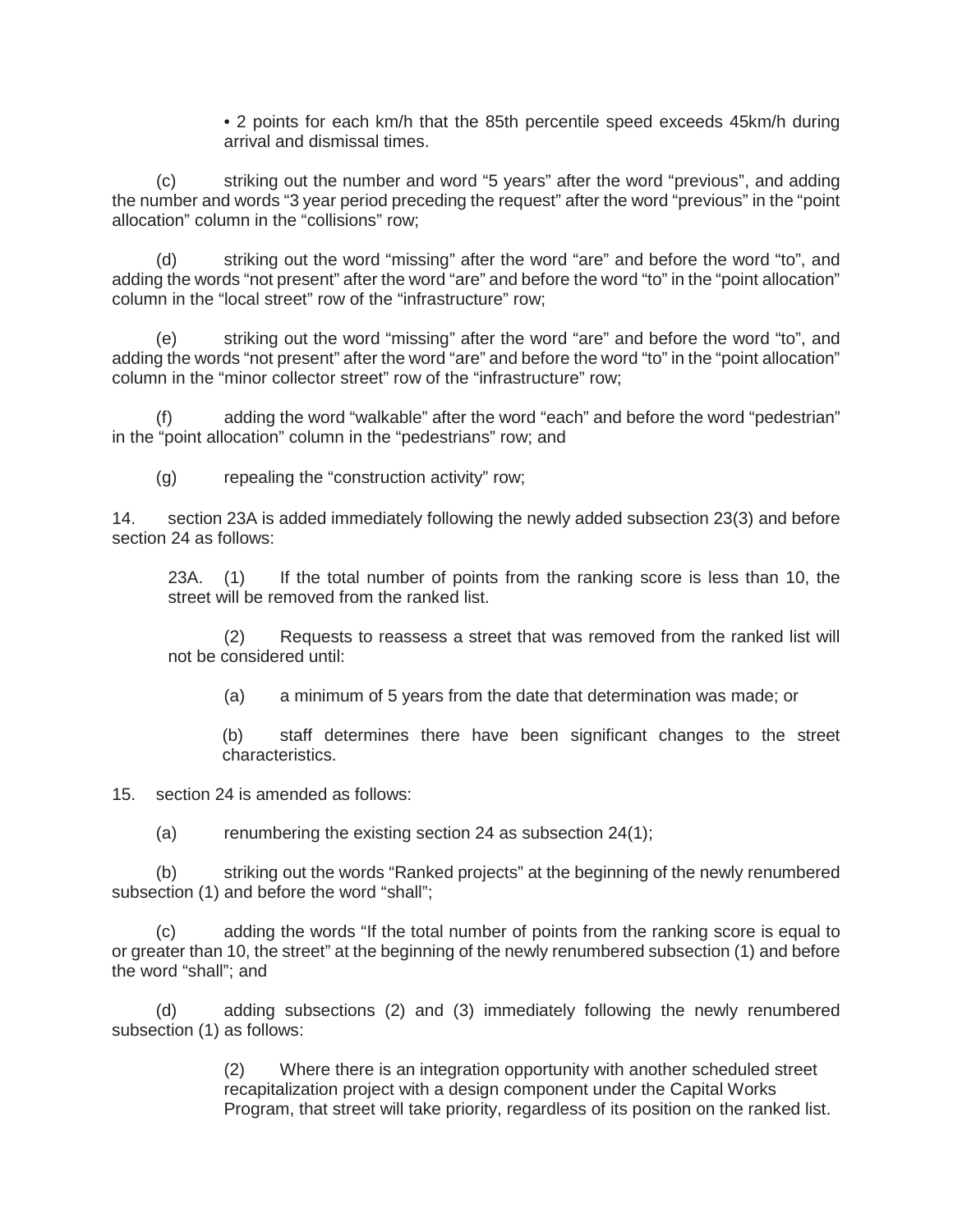• 2 points for each km/h that the 85th percentile speed exceeds 45km/h during arrival and dismissal times.

(c) striking out the number and word “5 years” after the word “previous”, and adding the number and words “3 year period preceding the request” after the word “previous” in the “point allocation” column in the “collisions” row;

(d) striking out the word “missing” after the word “are” and before the word “to”, and adding the words “not present” after the word “are” and before the word “to” in the “point allocation” column in the “local street” row of the “infrastructure” row;

(e) striking out the word “missing” after the word “are” and before the word “to”, and adding the words “not present” after the word “are” and before the word “to” in the “point allocation” column in the “minor collector street” row of the “infrastructure” row;

(f) adding the word “walkable” after the word “each” and before the word “pedestrian” in the “point allocation” column in the “pedestrians” row; and

(g) repealing the “construction activity” row;

14. section 23A is added immediately following the newly added subsection 23(3) and before section 24 as follows:

23A. (1) If the total number of points from the ranking score is less than 10, the street will be removed from the ranked list.

(2) Requests to reassess a street that was removed from the ranked list will not be considered until:

(a) a minimum of 5 years from the date that determination was made; or

(b) staff determines there have been significant changes to the street characteristics.

15. section 24 is amended as follows:

(a) renumbering the existing section 24 as subsection 24(1);

(b) striking out the words “Ranked projects” at the beginning of the newly renumbered subsection (1) and before the word “shall”;

(c) adding the words “If the total number of points from the ranking score is equal to or greater than 10, the street” at the beginning of the newly renumbered subsection (1) and before the word “shall”; and

(d) adding subsections (2) and (3) immediately following the newly renumbered subsection (1) as follows:

(2) Where there is an integration opportunity with another scheduled street recapitalization project with a design component under the Capital Works Program, that street will take priority, regardless of its position on the ranked list.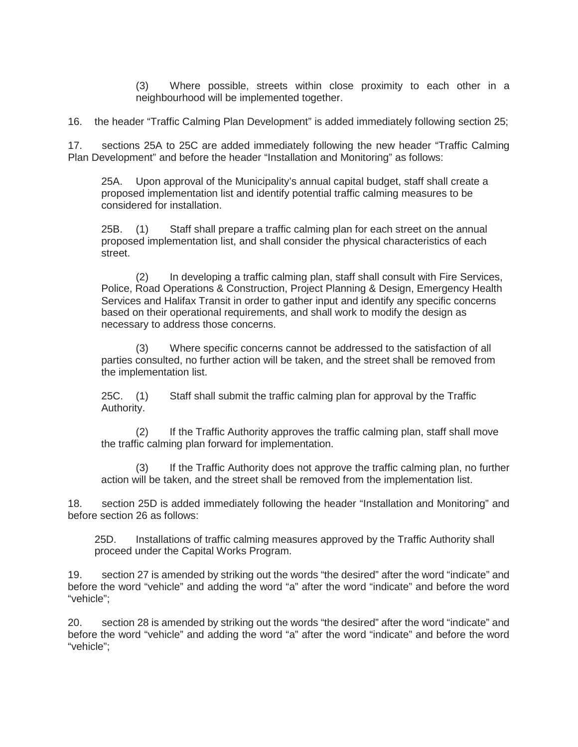(3) Where possible, streets within close proximity to each other in a neighbourhood will be implemented together.

16. the header "Traffic Calming Plan Development" is added immediately following section 25;

17. sections 25A to 25C are added immediately following the new header "Traffic Calming Plan Development" and before the header "Installation and Monitoring" as follows:

> 25A. Upon approval of the Municipality's annual capital budget, staff shall create a proposed implementation list and identify potential traffic calming measures to be considered for installation.
>
> 25B. (1) Staff shall prepare a traffic calming plan for each street on the annual proposed implementation list, and shall consider the physical characteristics of each street.
>
> (2) In developing a traffic calming plan, staff shall consult with Fire Services, Police, Road Operations & Construction, Project Planning & Design, Emergency Health Services and Halifax Transit in order to gather input and identify any specific concerns based on their operational requirements, and shall work to modify the design as necessary to address those concerns.
>
> (3) Where specific concerns cannot be addressed to the satisfaction of all parties consulted, no further action will be taken, and the street shall be removed from the implementation list.
>
> 25C. (1) Staff shall submit the traffic calming plan for approval by the Traffic Authority.
>
> (2) If the Traffic Authority approves the traffic calming plan, staff shall move the traffic calming plan forward for implementation.
>
> (3) If the Traffic Authority does not approve the traffic calming plan, no further action will be taken, and the street shall be removed from the implementation list.

18. section 25D is added immediately following the header "Installation and Monitoring" and before section 26 as follows:

> 25D. Installations of traffic calming measures approved by the Traffic Authority shall proceed under the Capital Works Program.

19. section 27 is amended by striking out the words "the desired" after the word "indicate" and before the word "vehicle" and adding the word "a" after the word "indicate" and before the word "vehicle";

20. section 28 is amended by striking out the words "the desired" after the word "indicate" and before the word "vehicle" and adding the word "a" after the word "indicate" and before the word "vehicle";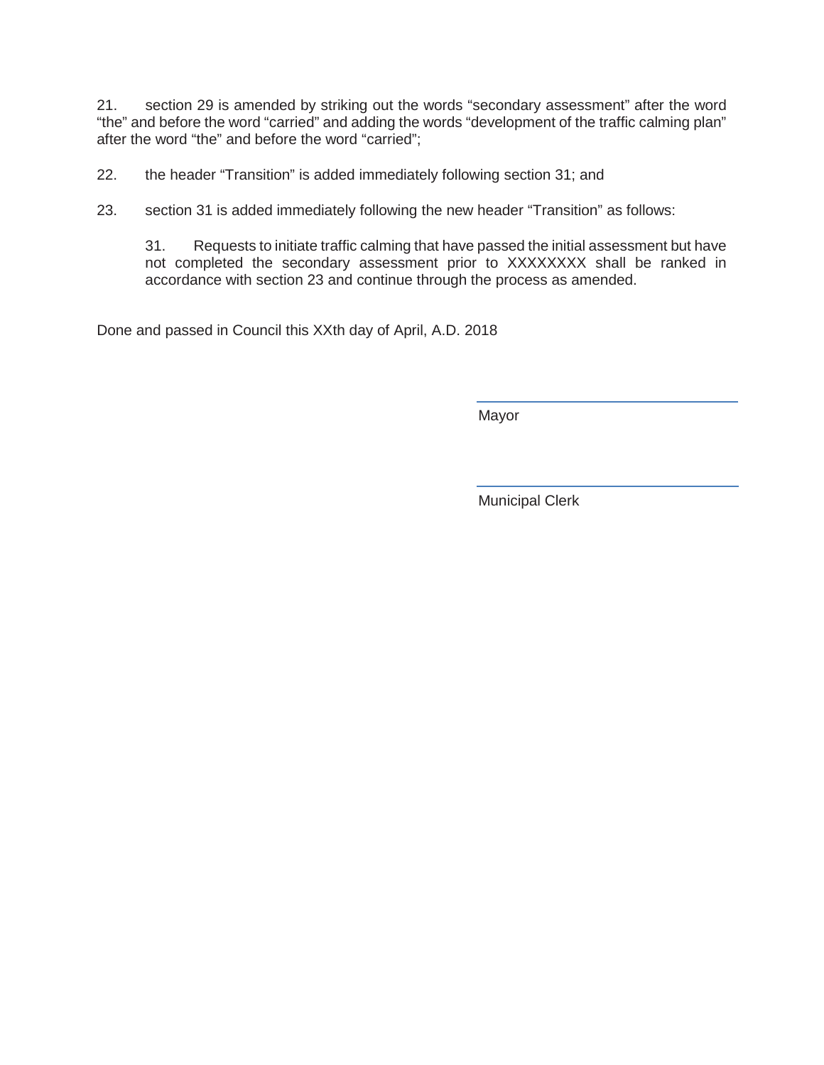21. section 29 is amended by striking out the words "secondary assessment" after the word "the" and before the word "carried" and adding the words "development of the traffic calming plan" after the word "the" and before the word "carried";

22. the header "Transition" is added immediately following section 31; and

23. section 31 is added immediately following the new header "Transition" as follows:

> 31. Requests to initiate traffic calming that have passed the initial assessment but have not completed the secondary assessment prior to XXXXXXXX shall be ranked in accordance with section 23 and continue through the process as amended.

Done and passed in Council this XXth day of April, A.D. 2018

\_\_\_\_\_\_\_\_\_\_\_\_\_\_\_\_\_\_\_\_\_\_\_\_\_\_\_\_\_\_

Mayor

\_\_\_\_\_\_\_\_\_\_\_\_\_\_\_\_\_\_\_\_\_\_\_\_\_\_\_\_\_\_

Municipal Clerk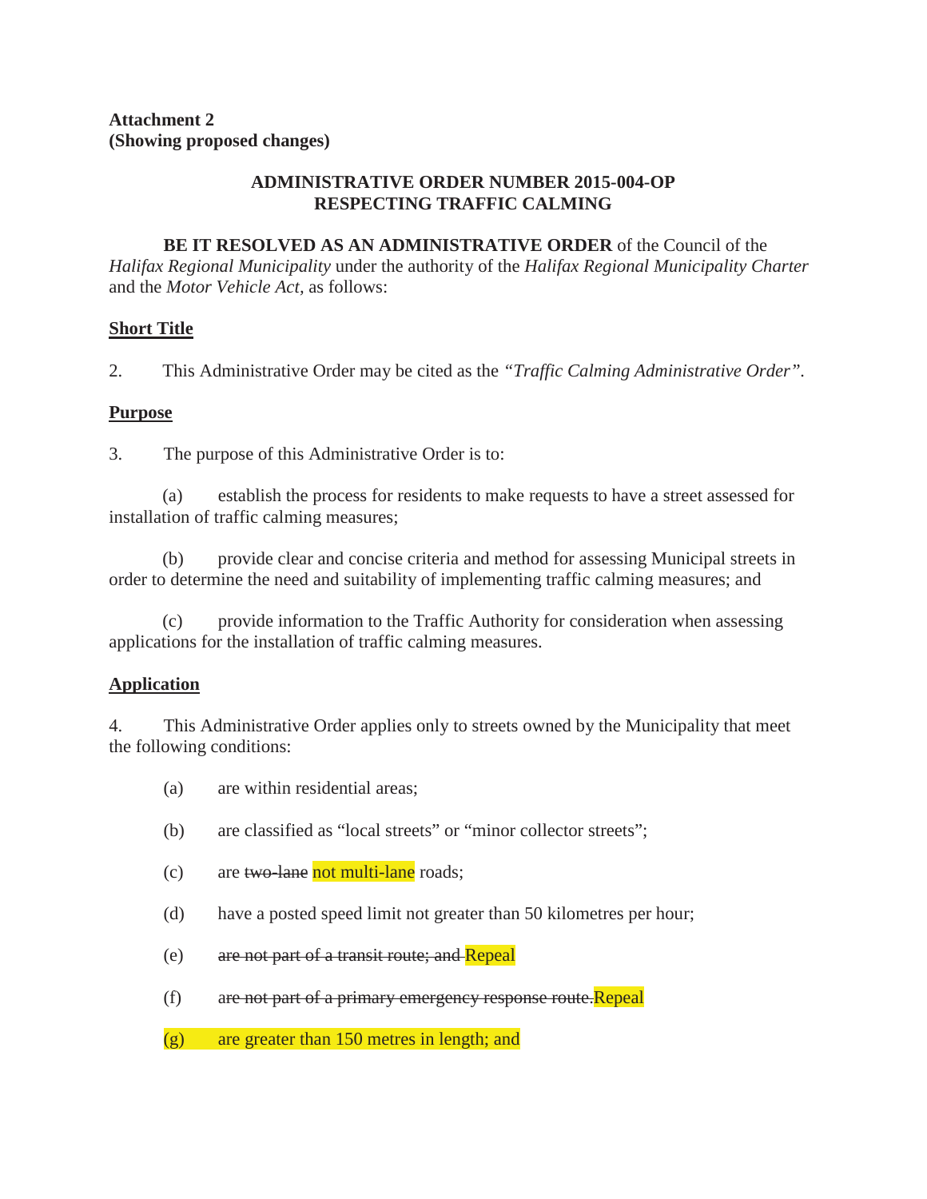**Attachment 2**
**(Showing proposed changes)**

**ADMINISTRATIVE ORDER NUMBER 2015-004-OP**
**RESPECTING TRAFFIC CALMING**

**BE IT RESOLVED AS AN ADMINISTRATIVE ORDER** of the Council of the *Halifax Regional Municipality* under the authority of the *Halifax Regional Municipality Charter* and the *Motor Vehicle Act*, as follows:

**<u>Short Title</u>**

2. This Administrative Order may be cited as the *"Traffic Calming Administrative Order"*.

**<u>Purpose</u>**

3. The purpose of this Administrative Order is to:

(a) establish the process for residents to make requests to have a street assessed for installation of traffic calming measures;

(b) provide clear and concise criteria and method for assessing Municipal streets in order to determine the need and suitability of implementing traffic calming measures; and

(c) provide information to the Traffic Authority for consideration when assessing applications for the installation of traffic calming measures.

**<u>Application</u>**

4. This Administrative Order applies only to streets owned by the Municipality that meet the following conditions:

(a) are within residential areas;

(b) are classified as "local streets" or "minor collector streets";

(c) are ~~two-lane~~ not multi-lane roads;

(d) have a posted speed limit not greater than 50 kilometres per hour;

(e) ~~are not part of a transit route; and~~ Repeal

(f) ~~are not part of a primary emergency response route.~~Repeal

(g) are greater than 150 metres in length; and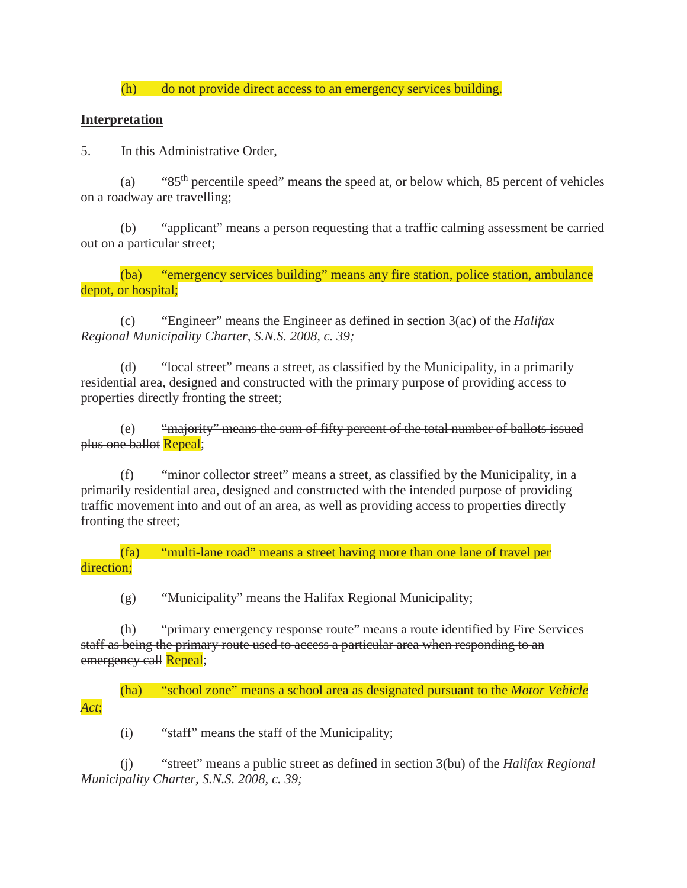(h) do not provide direct access to an emergency services building.

**Interpretation**

5. In this Administrative Order,

(a) "85th percentile speed" means the speed at, or below which, 85 percent of vehicles on a roadway are travelling;

(b) "applicant" means a person requesting that a traffic calming assessment be carried out on a particular street;

(ba) "emergency services building" means any fire station, police station, ambulance depot, or hospital;

(c) "Engineer" means the Engineer as defined in section 3(ac) of the *Halifax Regional Municipality Charter, S.N.S. 2008, c. 39;*

(d) "local street" means a street, as classified by the Municipality, in a primarily residential area, designed and constructed with the primary purpose of providing access to properties directly fronting the street;

(e) ~~"majority" means the sum of fifty percent of the total number of ballots issued plus one ballot~~ Repeal;

(f) "minor collector street" means a street, as classified by the Municipality, in a primarily residential area, designed and constructed with the intended purpose of providing traffic movement into and out of an area, as well as providing access to properties directly fronting the street;

(fa) "multi-lane road" means a street having more than one lane of travel per direction;

(g) "Municipality" means the Halifax Regional Municipality;

(h) ~~"primary emergency response route" means a route identified by Fire Services staff as being the primary route used to access a particular area when responding to an emergency call~~ Repeal;

(ha) "school zone" means a school area as designated pursuant to the *Motor Vehicle Act*;

(i) "staff" means the staff of the Municipality;

(j) "street" means a public street as defined in section 3(bu) of the *Halifax Regional Municipality Charter, S.N.S. 2008, c. 39;*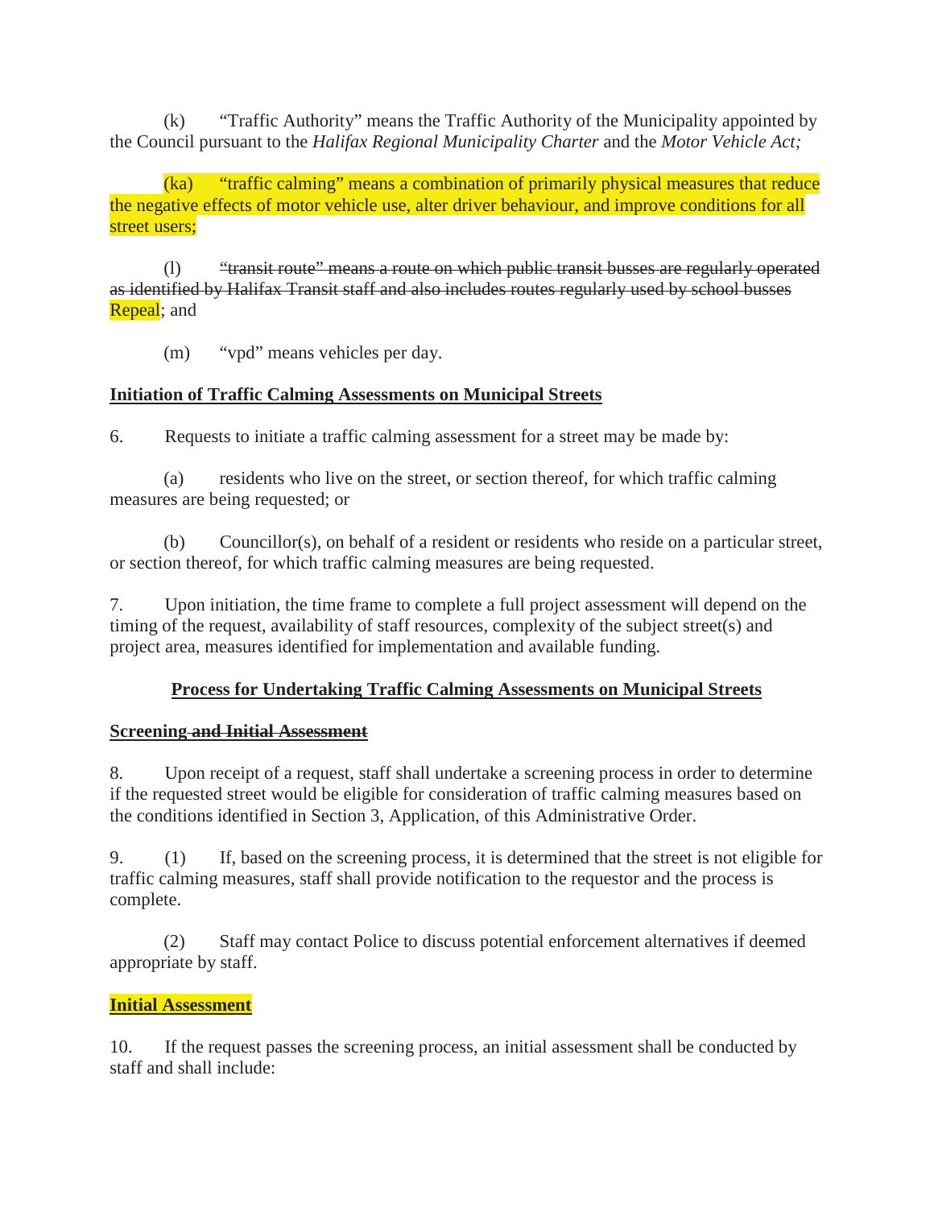(k) "Traffic Authority" means the Traffic Authority of the Municipality appointed by the Council pursuant to the *Halifax Regional Municipality Charter* and the *Motor Vehicle Act;*

(ka) "traffic calming" means a combination of primarily physical measures that reduce the negative effects of motor vehicle use, alter driver behaviour, and improve conditions for all street users;

(l) ~~"transit route" means a route on which public transit busses are regularly operated as identified by Halifax Transit staff and also includes routes regularly used by school busses~~ Repeal; and

(m) "vpd" means vehicles per day.

**Initiation of Traffic Calming Assessments on Municipal Streets**

6. Requests to initiate a traffic calming assessment for a street may be made by:

(a) residents who live on the street, or section thereof, for which traffic calming measures are being requested; or

(b) Councillor(s), on behalf of a resident or residents who reside on a particular street, or section thereof, for which traffic calming measures are being requested.

7. Upon initiation, the time frame to complete a full project assessment will depend on the timing of the request, availability of staff resources, complexity of the subject street(s) and project area, measures identified for implementation and available funding.

**Process for Undertaking Traffic Calming Assessments on Municipal Streets**

**Screening ~~and Initial Assessment~~**

8. Upon receipt of a request, staff shall undertake a screening process in order to determine if the requested street would be eligible for consideration of traffic calming measures based on the conditions identified in Section 3, Application, of this Administrative Order.

9. (1) If, based on the screening process, it is determined that the street is not eligible for traffic calming measures, staff shall provide notification to the requestor and the process is complete.

(2) Staff may contact Police to discuss potential enforcement alternatives if deemed appropriate by staff.

**Initial Assessment**

10. If the request passes the screening process, an initial assessment shall be conducted by staff and shall include: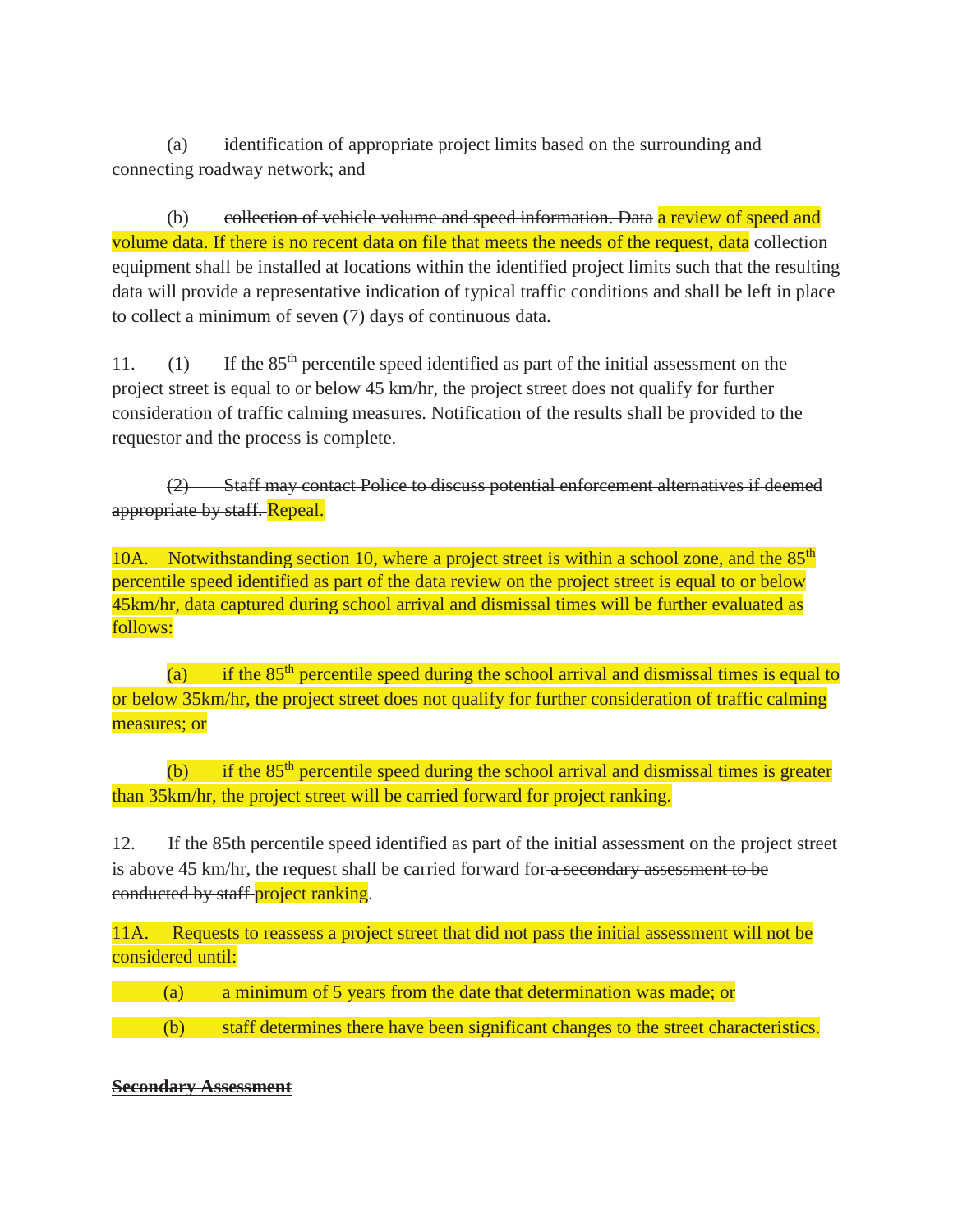(a) identification of appropriate project limits based on the surrounding and connecting roadway network; and

(b) ~~collection of vehicle volume and speed information. Data~~ a review of speed and volume data. If there is no recent data on file that meets the needs of the request, data collection equipment shall be installed at locations within the identified project limits such that the resulting data will provide a representative indication of typical traffic conditions and shall be left in place to collect a minimum of seven (7) days of continuous data.

11. (1) If the 85$^{th}$ percentile speed identified as part of the initial assessment on the project street is equal to or below 45 km/hr, the project street does not qualify for further consideration of traffic calming measures. Notification of the results shall be provided to the requestor and the process is complete.

~~(2) Staff may contact Police to discuss potential enforcement alternatives if deemed appropriate by staff.~~ Repeal.

10A. Notwithstanding section 10, where a project street is within a school zone, and the 85$^{th}$ percentile speed identified as part of the data review on the project street is equal to or below 45km/hr, data captured during school arrival and dismissal times will be further evaluated as follows:

(a) if the 85$^{th}$ percentile speed during the school arrival and dismissal times is equal to or below 35km/hr, the project street does not qualify for further consideration of traffic calming measures; or

(b) if the 85$^{th}$ percentile speed during the school arrival and dismissal times is greater than 35km/hr, the project street will be carried forward for project ranking.

12. If the 85th percentile speed identified as part of the initial assessment on the project street is above 45 km/hr, the request shall be carried forward for ~~a secondary assessment to be conducted by staff~~ project ranking.

11A. Requests to reassess a project street that did not pass the initial assessment will not be considered until:

(a) a minimum of 5 years from the date that determination was made; or

(b) staff determines there have been significant changes to the street characteristics.

~~**Secondary Assessment**~~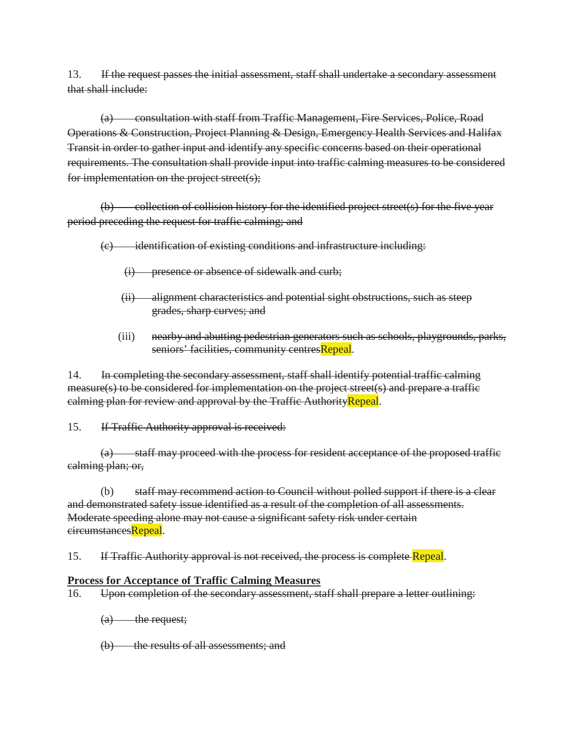13. ~~If the request passes the initial assessment, staff shall undertake a secondary assessment that shall include:~~

~~(a) consultation with staff from Traffic Management, Fire Services, Police, Road Operations & Construction, Project Planning & Design, Emergency Health Services and Halifax Transit in order to gather input and identify any specific concerns based on their operational requirements. The consultation shall provide input into traffic calming measures to be considered for implementation on the project street(s);~~

~~(b) collection of collision history for the identified project street(s) for the five year period preceding the request for traffic calming; and~~

~~(c) identification of existing conditions and infrastructure including:~~

~~(i) presence or absence of sidewalk and curb;~~

~~(ii) alignment characteristics and potential sight obstructions, such as steep grades, sharp curves; and~~

(iii) ~~nearby and abutting pedestrian generators such as schools, playgrounds, parks, seniors' facilities, community centres~~Repeal.

14. ~~In completing the secondary assessment, staff shall identify potential traffic calming measure(s) to be considered for implementation on the project street(s) and prepare a traffic calming plan for review and approval by the Traffic Authority~~Repeal.

15. ~~If Traffic Authority approval is received:~~

~~(a) staff may proceed with the process for resident acceptance of the proposed traffic calming plan; or,~~

(b) ~~staff may recommend action to Council without polled support if there is a clear and demonstrated safety issue identified as a result of the completion of all assessments. Moderate speeding alone may not cause a significant safety risk under certain circumstances~~Repeal.

15. ~~If Traffic Authority approval is not received, the process is complete~~ Repeal.

**Process for Acceptance of Traffic Calming Measures**

16. ~~Upon completion of the secondary assessment, staff shall prepare a letter outlining:~~

~~(a) the request;~~

~~(b) the results of all assessments; and~~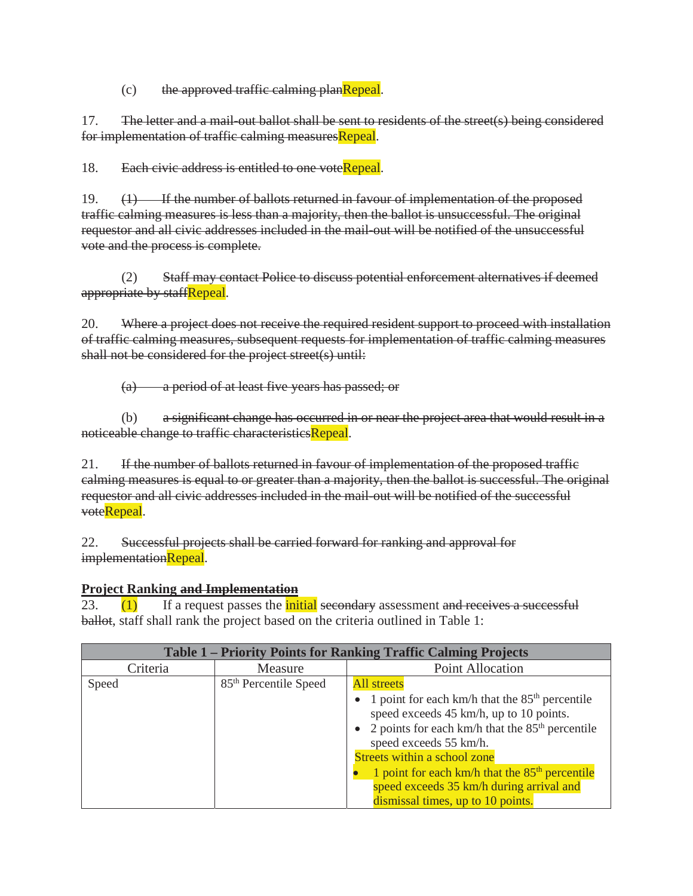(c) ~~the approved traffic calming plan~~Repeal.

17. ~~The letter and a mail-out ballot shall be sent to residents of the street(s) being considered for implementation of traffic calming measures~~Repeal.

18. ~~Each civic address is entitled to one vote~~Repeal.

19. ~~(1) If the number of ballots returned in favour of implementation of the proposed traffic calming measures is less than a majority, then the ballot is unsuccessful. The original requestor and all civic addresses included in the mail-out will be notified of the unsuccessful vote and the process is complete.~~

(2) ~~Staff may contact Police to discuss potential enforcement alternatives if deemed appropriate by staff~~Repeal.

20. ~~Where a project does not receive the required resident support to proceed with installation of traffic calming measures, subsequent requests for implementation of traffic calming measures shall not be considered for the project street(s) until:~~

~~(a) a period of at least five years has passed; or~~

(b) ~~a significant change has occurred in or near the project area that would result in a noticeable change to traffic characteristics~~Repeal.

21. ~~If the number of ballots returned in favour of implementation of the proposed traffic calming measures is equal to or greater than a majority, then the ballot is successful. The original requestor and all civic addresses included in the mail-out will be notified of the successful vote~~Repeal.

22. ~~Successful projects shall be carried forward for ranking and approval for implementation~~Repeal.

**Project Ranking ~~and Implementation~~**

23. (1) If a request passes the initial ~~secondary~~ assessment ~~and receives a successful ballot~~, staff shall rank the project based on the criteria outlined in Table 1:

| Table 1 – Priority Points for Ranking Traffic Calming Projects | | |
|---|---|---|
| Criteria | Measure | Point Allocation |
| Speed | 85th Percentile Speed | All streets<br>• 1 point for each km/h that the 85th percentile speed exceeds 45 km/h, up to 10 points.<br>• 2 points for each km/h that the 85th percentile speed exceeds 55 km/h.<br>Streets within a school zone<br>• 1 point for each km/h that the 85th percentile speed exceeds 35 km/h during arrival and dismissal times, up to 10 points. |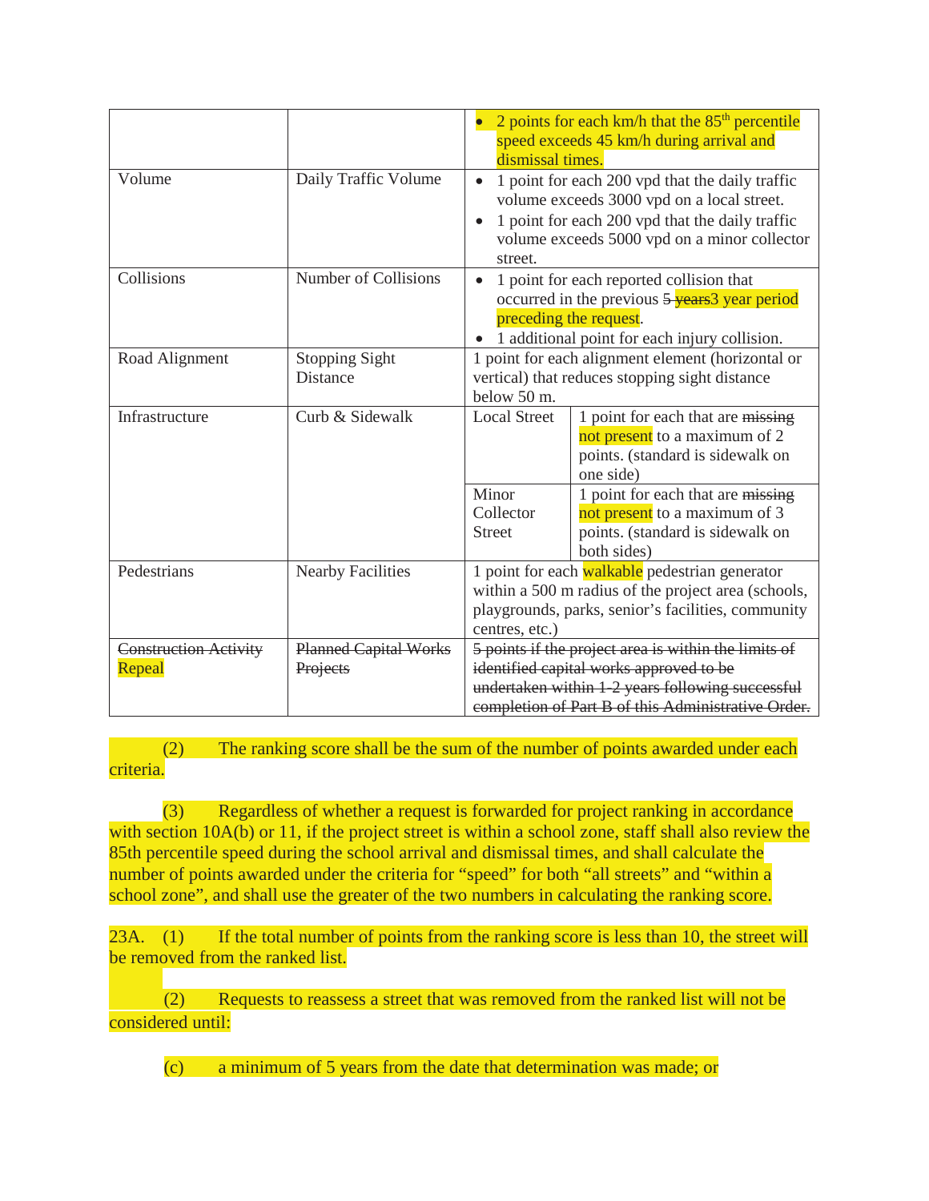| | | |
|---|---|---|
| | | • 2 points for each km/h that the 85th percentile speed exceeds 45 km/h during arrival and dismissal times. |
| Volume | Daily Traffic Volume | • 1 point for each 200 vpd that the daily traffic volume exceeds 3000 vpd on a local street.<br>• 1 point for each 200 vpd that the daily traffic volume exceeds 5000 vpd on a minor collector street. |
| Collisions | Number of Collisions | • 1 point for each reported collision that occurred in the previous ~~5 years~~3 year period preceding the request.<br>• 1 additional point for each injury collision. |
| Road Alignment | Stopping Sight Distance | 1 point for each alignment element (horizontal or vertical) that reduces stopping sight distance below 50 m. |
| Infrastructure | Curb & Sidewalk | Local Street: 1 point for each that are ~~missing~~ not present to a maximum of 2 points. (standard is sidewalk on one side)<br>Minor Collector Street: 1 point for each that are ~~missing~~ not present to a maximum of 3 points. (standard is sidewalk on both sides) |
| Pedestrians | Nearby Facilities | 1 point for each walkable pedestrian generator within a 500 m radius of the project area (schools, playgrounds, parks, senior's facilities, community centres, etc.) |
| ~~Construction Activity~~ Repeal | ~~Planned Capital Works Projects~~ | ~~5 points if the project area is within the limits of identified capital works approved to be undertaken within 1-2 years following successful completion of Part B of this Administrative Order.~~ |

(2) The ranking score shall be the sum of the number of points awarded under each criteria.

(3) Regardless of whether a request is forwarded for project ranking in accordance with section 10A(b) or 11, if the project street is within a school zone, staff shall also review the 85th percentile speed during the school arrival and dismissal times, and shall calculate the number of points awarded under the criteria for "speed" for both "all streets" and "within a school zone", and shall use the greater of the two numbers in calculating the ranking score.

23A. (1) If the total number of points from the ranking score is less than 10, the street will be removed from the ranked list.

(2) Requests to reassess a street that was removed from the ranked list will not be considered until:

(c) a minimum of 5 years from the date that determination was made; or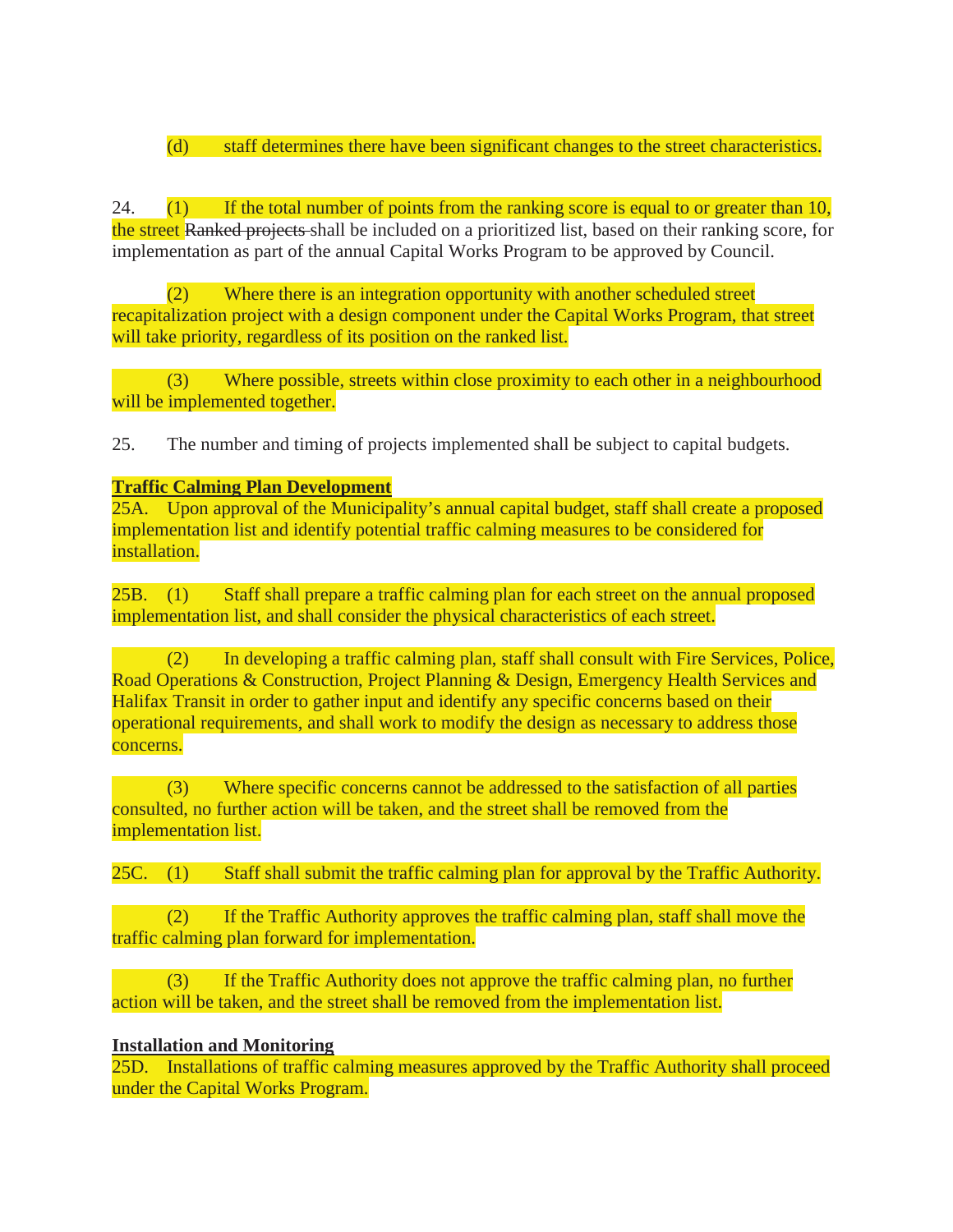(d) staff determines there have been significant changes to the street characteristics.

24. (1) If the total number of points from the ranking score is equal to or greater than 10, the street ~~Ranked projects~~ shall be included on a prioritized list, based on their ranking score, for implementation as part of the annual Capital Works Program to be approved by Council.

(2) Where there is an integration opportunity with another scheduled street recapitalization project with a design component under the Capital Works Program, that street will take priority, regardless of its position on the ranked list.

(3) Where possible, streets within close proximity to each other in a neighbourhood will be implemented together.

25. The number and timing of projects implemented shall be subject to capital budgets.

**Traffic Calming Plan Development**

25A. Upon approval of the Municipality's annual capital budget, staff shall create a proposed implementation list and identify potential traffic calming measures to be considered for installation.

25B. (1) Staff shall prepare a traffic calming plan for each street on the annual proposed implementation list, and shall consider the physical characteristics of each street.

(2) In developing a traffic calming plan, staff shall consult with Fire Services, Police, Road Operations & Construction, Project Planning & Design, Emergency Health Services and Halifax Transit in order to gather input and identify any specific concerns based on their operational requirements, and shall work to modify the design as necessary to address those concerns.

(3) Where specific concerns cannot be addressed to the satisfaction of all parties consulted, no further action will be taken, and the street shall be removed from the implementation list.

25C. (1) Staff shall submit the traffic calming plan for approval by the Traffic Authority.

(2) If the Traffic Authority approves the traffic calming plan, staff shall move the traffic calming plan forward for implementation.

(3) If the Traffic Authority does not approve the traffic calming plan, no further action will be taken, and the street shall be removed from the implementation list.

**Installation and Monitoring**

25D. Installations of traffic calming measures approved by the Traffic Authority shall proceed under the Capital Works Program.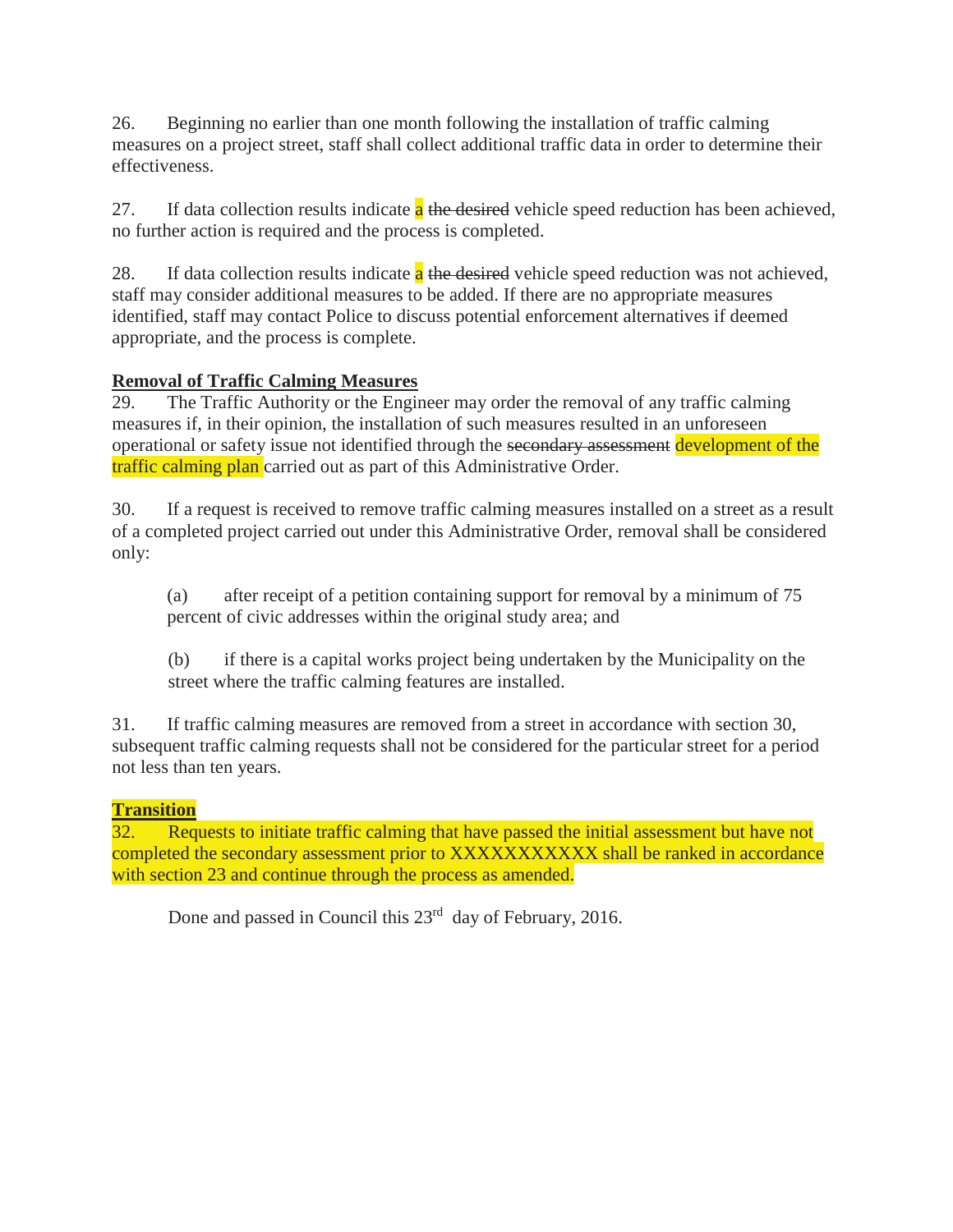26. Beginning no earlier than one month following the installation of traffic calming measures on a project street, staff shall collect additional traffic data in order to determine their effectiveness.

27. If data collection results indicate a ~~the desired~~ vehicle speed reduction has been achieved, no further action is required and the process is completed.

28. If data collection results indicate a ~~the desired~~ vehicle speed reduction was not achieved, staff may consider additional measures to be added. If there are no appropriate measures identified, staff may contact Police to discuss potential enforcement alternatives if deemed appropriate, and the process is complete.

**Removal of Traffic Calming Measures**

29. The Traffic Authority or the Engineer may order the removal of any traffic calming measures if, in their opinion, the installation of such measures resulted in an unforeseen operational or safety issue not identified through the ~~secondary assessment~~ development of the traffic calming plan carried out as part of this Administrative Order.

30. If a request is received to remove traffic calming measures installed on a street as a result of a completed project carried out under this Administrative Order, removal shall be considered only:

> (a) after receipt of a petition containing support for removal by a minimum of 75 percent of civic addresses within the original study area; and
>
> (b) if there is a capital works project being undertaken by the Municipality on the street where the traffic calming features are installed.

31. If traffic calming measures are removed from a street in accordance with section 30, subsequent traffic calming requests shall not be considered for the particular street for a period not less than ten years.

**Transition**

32. Requests to initiate traffic calming that have passed the initial assessment but have not completed the secondary assessment prior to XXXXXXXXXXX shall be ranked in accordance with section 23 and continue through the process as amended.

Done and passed in Council this 23rd day of February, 2016.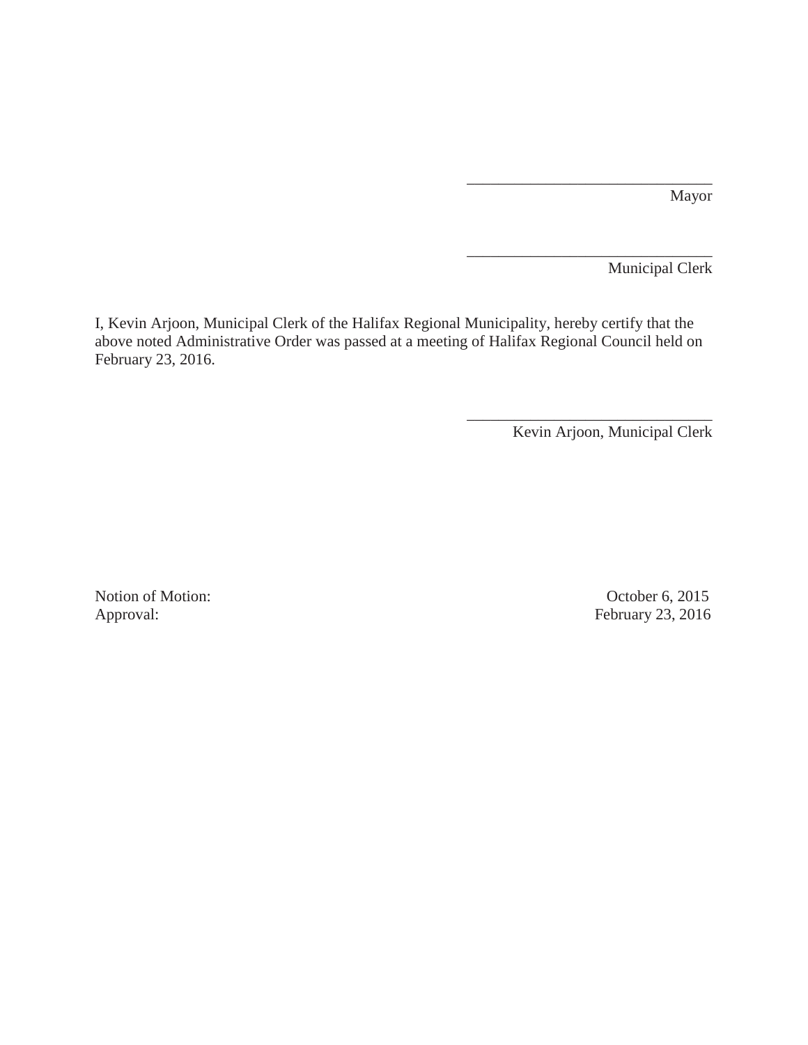______________________________
Mayor

______________________________
Municipal Clerk

I, Kevin Arjoon, Municipal Clerk of the Halifax Regional Municipality, hereby certify that the above noted Administrative Order was passed at a meeting of Halifax Regional Council held on February 23, 2016.

______________________________
Kevin Arjoon, Municipal Clerk

Notion of Motion: October 6, 2015
Approval: February 23, 2016